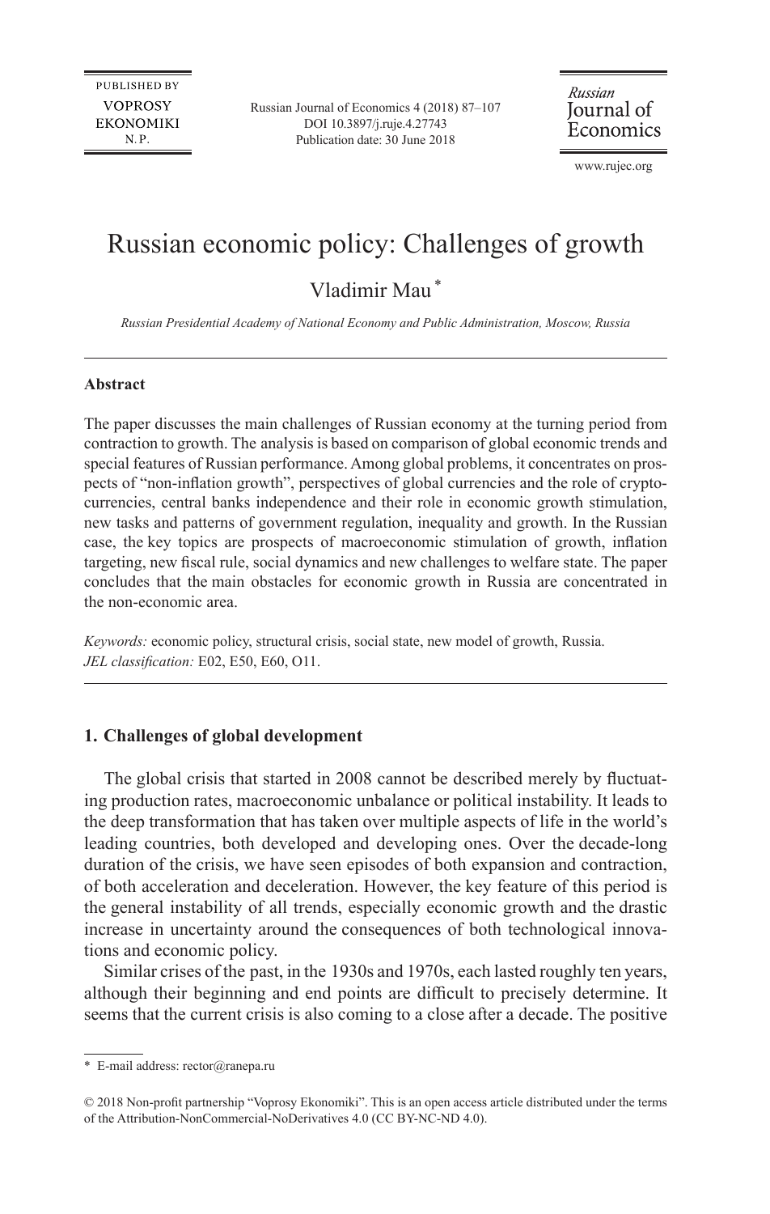# Russian economic policy: Challenges of growth

Vladimir Mau *

*Russian Presidential Academy of National Economy and Public Administration, Moscow, Russia*

---

**Abstract**

The paper discusses the main challenges of Russian economy at the turning period from contraction to growth. The analysis is based on comparison of global economic trends and special features of Russian performance. Among global problems, it concentrates on prospects of "non-inflation growth", perspectives of global currencies and the role of crypto-currencies, central banks independence and their role in economic growth stimulation, new tasks and patterns of government regulation, inequality and growth. In the Russian case, the key topics are prospects of macroeconomic stimulation of growth, inflation targeting, new fiscal rule, social dynamics and new challenges to welfare state. The paper concludes that the main obstacles for economic growth in Russia are concentrated in the non-economic area.

*Keywords:* economic policy, structural crisis, social state, new model of growth, Russia.
*JEL classification:* E02, E50, E60, O11.

---

## 1. Challenges of global development

The global crisis that started in 2008 cannot be described merely by fluctuating production rates, macroeconomic unbalance or political instability. It leads to the deep transformation that has taken over multiple aspects of life in the world's leading countries, both developed and developing ones. Over the decade-long duration of the crisis, we have seen episodes of both expansion and contraction, of both acceleration and deceleration. However, the key feature of this period is the general instability of all trends, especially economic growth and the drastic increase in uncertainty around the consequences of both technological innovations and economic policy.

Similar crises of the past, in the 1930s and 1970s, each lasted roughly ten years, although their beginning and end points are difficult to precisely determine. It seems that the current crisis is also coming to a close after a decade. The positive

---

* E-mail address: rector@ranepa.ru

© 2018 Non-profit partnership "Voprosy Ekonomiki". This is an open access article distributed under the terms of the Attribution-NonCommercial-NoDerivatives 4.0 (CC BY-NC-ND 4.0).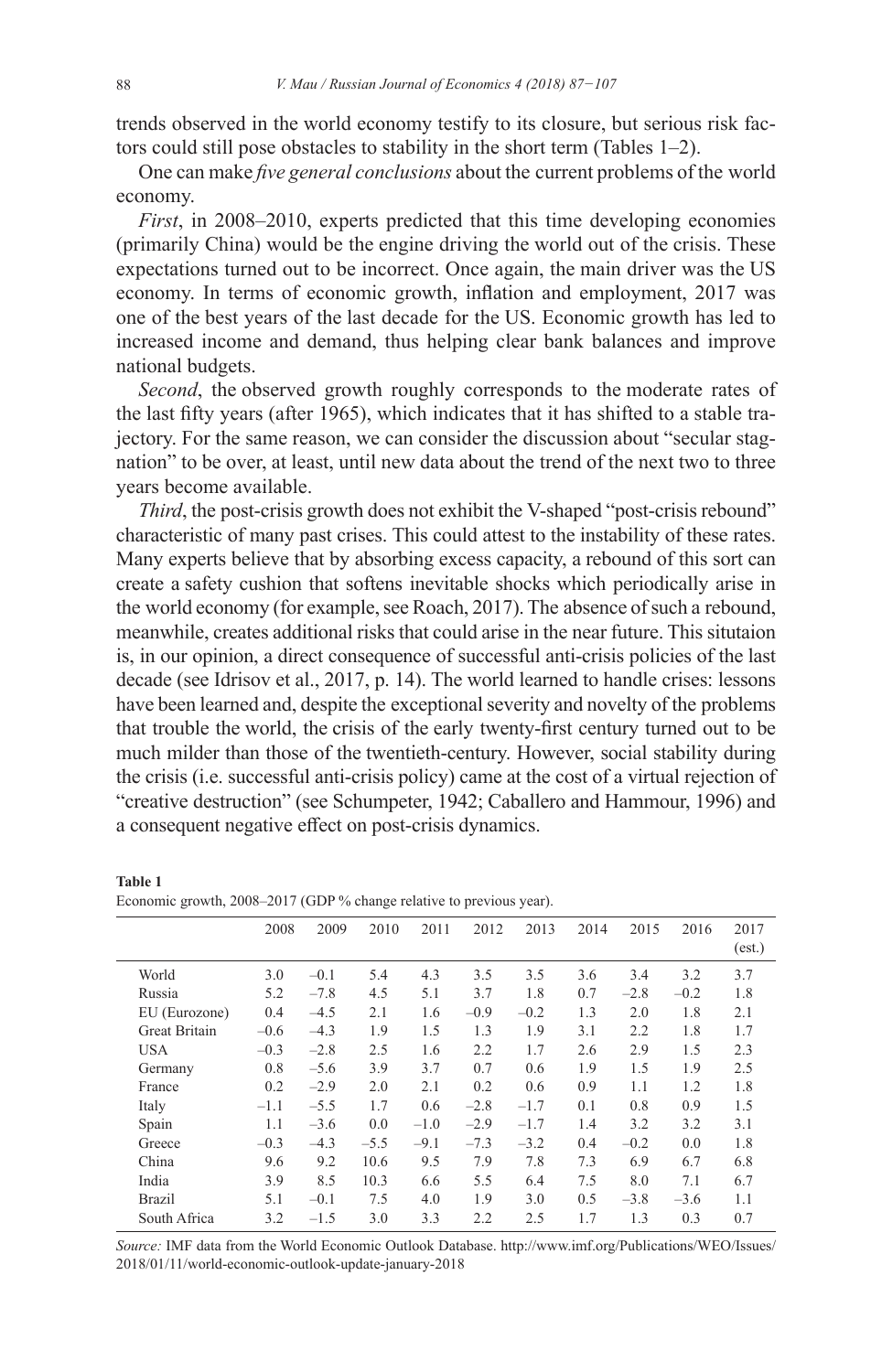trends observed in the world economy testify to its closure, but serious risk factors could still pose obstacles to stability in the short term (Tables 1–2).

One can make *five general conclusions* about the current problems of the world economy.

*First*, in 2008–2010, experts predicted that this time developing economies (primarily China) would be the engine driving the world out of the crisis. These expectations turned out to be incorrect. Once again, the main driver was the US economy. In terms of economic growth, inflation and employment, 2017 was one of the best years of the last decade for the US. Economic growth has led to increased income and demand, thus helping clear bank balances and improve national budgets.

*Second*, the observed growth roughly corresponds to the moderate rates of the last fifty years (after 1965), which indicates that it has shifted to a stable trajectory. For the same reason, we can consider the discussion about "secular stagnation" to be over, at least, until new data about the trend of the next two to three years become available.

*Third*, the post-crisis growth does not exhibit the V-shaped "post-crisis rebound" characteristic of many past crises. This could attest to the instability of these rates. Many experts believe that by absorbing excess capacity, a rebound of this sort can create a safety cushion that softens inevitable shocks which periodically arise in the world economy (for example, see Roach, 2017). The absence of such a rebound, meanwhile, creates additional risks that could arise in the near future. This situtaion is, in our opinion, a direct consequence of successful anti-crisis policies of the last decade (see Idrisov et al., 2017, p. 14). The world learned to handle crises: lessons have been learned and, despite the exceptional severity and novelty of the problems that trouble the world, the crisis of the early twenty-first century turned out to be much milder than those of the twentieth-century. However, social stability during the crisis (i.e. successful anti-crisis policy) came at the cost of a virtual rejection of "creative destruction" (see Schumpeter, 1942; Caballero and Hammour, 1996) and a consequent negative effect on post-crisis dynamics.

**Table 1**
Economic growth, 2008–2017 (GDP % change relative to previous year).

| | 2008 | 2009 | 2010 | 2011 | 2012 | 2013 | 2014 | 2015 | 2016 | 2017 (est.) |
|---|---|---|---|---|---|---|---|---|---|---|
| World | 3.0 | −0.1 | 5.4 | 4.3 | 3.5 | 3.5 | 3.6 | 3.4 | 3.2 | 3.7 |
| Russia | 5.2 | −7.8 | 4.5 | 5.1 | 3.7 | 1.8 | 0.7 | −2.8 | −0.2 | 1.8 |
| EU (Eurozone) | 0.4 | −4.5 | 2.1 | 1.6 | −0.9 | −0.2 | 1.3 | 2.0 | 1.8 | 2.1 |
| Great Britain | −0.6 | −4.3 | 1.9 | 1.5 | 1.3 | 1.9 | 3.1 | 2.2 | 1.8 | 1.7 |
| USA | −0.3 | −2.8 | 2.5 | 1.6 | 2.2 | 1.7 | 2.6 | 2.9 | 1.5 | 2.3 |
| Germany | 0.8 | −5.6 | 3.9 | 3.7 | 0.7 | 0.6 | 1.9 | 1.5 | 1.9 | 2.5 |
| France | 0.2 | −2.9 | 2.0 | 2.1 | 0.2 | 0.6 | 0.9 | 1.1 | 1.2 | 1.8 |
| Italy | −1.1 | −5.5 | 1.7 | 0.6 | −2.8 | −1.7 | 0.1 | 0.8 | 0.9 | 1.5 |
| Spain | 1.1 | −3.6 | 0.0 | −1.0 | −2.9 | −1.7 | 1.4 | 3.2 | 3.2 | 3.1 |
| Greece | −0.3 | −4.3 | −5.5 | −9.1 | −7.3 | −3.2 | 0.4 | −0.2 | 0.0 | 1.8 |
| China | 9.6 | 9.2 | 10.6 | 9.5 | 7.9 | 7.8 | 7.3 | 6.9 | 6.7 | 6.8 |
| India | 3.9 | 8.5 | 10.3 | 6.6 | 5.5 | 6.4 | 7.5 | 8.0 | 7.1 | 6.7 |
| Brazil | 5.1 | −0.1 | 7.5 | 4.0 | 1.9 | 3.0 | 0.5 | −3.8 | −3.6 | 1.1 |
| South Africa | 3.2 | −1.5 | 3.0 | 3.3 | 2.2 | 2.5 | 1.7 | 1.3 | 0.3 | 0.7 |

*Source:* IMF data from the World Economic Outlook Database. http://www.imf.org/Publications/WEO/Issues/2018/01/11/world-economic-outlook-update-january-2018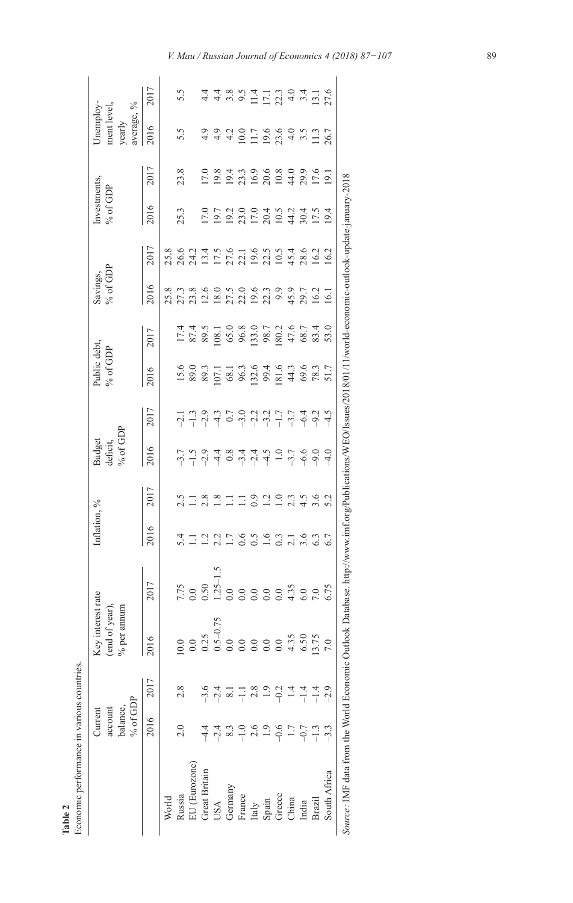**Table 2**
Economic performance in various countries.

| | Current account balance, % of GDP | | Key interest rate (end of year), % per annum | | Inflation, % | | Budget deficit, % of GDP | | Public debt, % of GDP | | Savings, % of GDP | | Investments, % of GDP | | Unemployment level, yearly average, % | |
|---|---|---|---|---|---|---|---|---|---|---|---|---|---|---|---|---|
| | 2016 | 2017 | 2016 | 2017 | 2016 | 2017 | 2016 | 2017 | 2016 | 2017 | 2016 | 2017 | 2016 | 2017 | 2016 | 2017 |
| World | | | | | | | | | | | 25.8 | 25.8 | | | | |
| Russia | 2.0 | 2.8 | 10.0 | 7.75 | 5.4 | 2.5 | −3.7 | −2.1 | 15.6 | 17.4 | 27.3 | 26.6 | 25.3 | 23.8 | 5.5 | 5.5 |
| EU (Eurozone) | | | 0.0 | 0.0 | 1.1 | 1.1 | −1.5 | −1.3 | 89.0 | 87.4 | 23.8 | 24.2 | | | | |
| Great Britain | −4.4 | −3.6 | 0.25 | 0.50 | 1.2 | 2.8 | −2.9 | −2.9 | 89.3 | 89.5 | 12.6 | 13.4 | 17.0 | 17.0 | 4.9 | 4.4 |
| USA | −2.4 | −2.4 | 0.5–0.75 | 1.25–1.5 | 2.2 | 1.8 | −4.4 | −4.3 | 107.1 | 108.1 | 18.0 | 17.5 | 19.7 | 19.8 | 4.9 | 4.4 |
| Germany | 8.3 | 8.1 | 0.0 | 0.0 | 1.7 | 1.1 | 0.8 | 0.7 | 68.1 | 65.0 | 27.5 | 27.6 | 19.2 | 19.4 | 4.2 | 3.8 |
| France | −1.0 | −1.1 | 0.0 | 0.0 | 0.6 | 1.1 | −3.4 | −3.0 | 96.3 | 96.8 | 22.0 | 22.1 | 23.0 | 23.3 | 10.0 | 9.5 |
| Italy | 2.6 | 2.8 | 0.0 | 0.0 | 0.5 | 0.9 | −2.4 | −2.2 | 132.6 | 133.0 | 19.6 | 19.6 | 17.0 | 16.9 | 11.7 | 11.4 |
| Spain | 1.9 | 1.9 | 0.0 | 0.0 | 1.6 | 1.2 | −4.5 | −3.2 | 99.4 | 98.7 | 22.3 | 22.5 | 20.4 | 20.6 | 19.6 | 17.1 |
| Greece | −0.6 | −0.2 | 0.0 | 0.0 | 0.3 | 1.0 | 1.0 | −1.7 | 181.6 | 180.2 | 9.9 | 10.5 | 10.5 | 10.8 | 23.6 | 22.3 |
| China | 1.7 | 1.4 | 4.35 | 4.35 | 2.1 | 2.3 | −3.7 | −3.7 | 44.3 | 47.6 | 45.9 | 45.4 | 44.2 | 44.0 | 4.0 | 4.0 |
| India | −0.7 | −1.4 | 6.50 | 6.0 | 3.6 | 4.5 | −6.6 | −6.4 | 69.6 | 68.7 | 29.7 | 28.6 | 30.4 | 29.9 | 3.5 | 3.4 |
| Brazil | −1.3 | −1.4 | 13.75 | 7.0 | 6.3 | 3.6 | −9.0 | −9.2 | 78.3 | 83.4 | 16.2 | 16.2 | 17.5 | 17.6 | 11.3 | 13.1 |
| South Africa | −3.3 | −2.9 | 7.0 | 6.75 | 6.7 | 5.2 | −4.0 | −4.5 | 51.7 | 53.0 | 16.1 | 16.2 | 19.4 | 19.1 | 26.7 | 27.6 |

*Source*: IMF data from the World Economic Outlook Database. http://www.imf.org/Publications/WEO/Issues/2018/01/11/world-economic-outlook-update-january-2018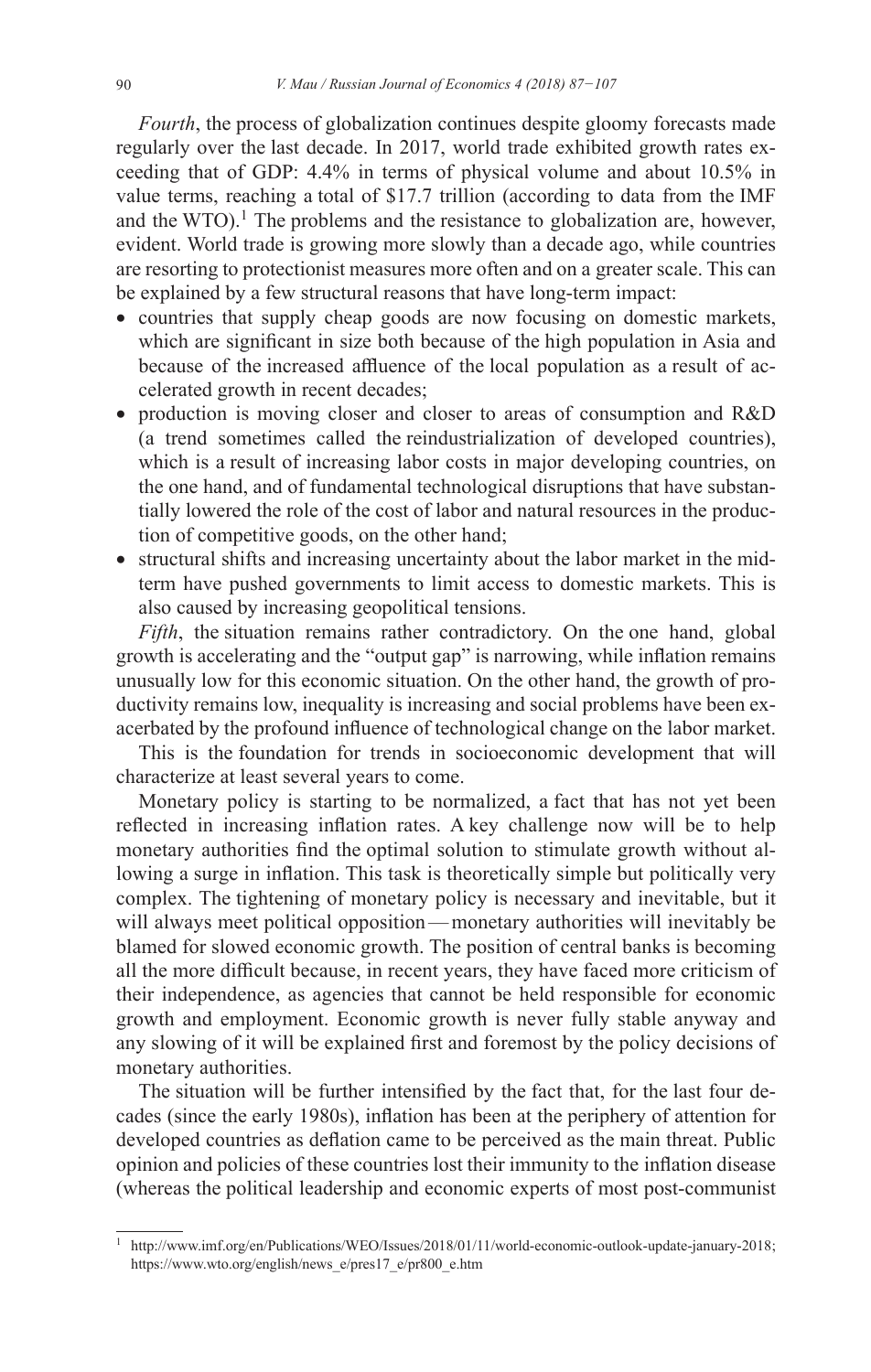*Fourth*, the process of globalization continues despite gloomy forecasts made regularly over the last decade. In 2017, world trade exhibited growth rates exceeding that of GDP: 4.4% in terms of physical volume and about 10.5% in value terms, reaching a total of $17.7 trillion (according to data from the IMF and the WTO).[1] The problems and the resistance to globalization are, however, evident. World trade is growing more slowly than a decade ago, while countries are resorting to protectionist measures more often and on a greater scale. This can be explained by a few structural reasons that have long-term impact:

- countries that supply cheap goods are now focusing on domestic markets, which are significant in size both because of the high population in Asia and because of the increased affluence of the local population as a result of accelerated growth in recent decades;
- production is moving closer and closer to areas of consumption and R&D (a trend sometimes called the reindustrialization of developed countries), which is a result of increasing labor costs in major developing countries, on the one hand, and of fundamental technological disruptions that have substantially lowered the role of the cost of labor and natural resources in the production of competitive goods, on the other hand;
- structural shifts and increasing uncertainty about the labor market in the mid-term have pushed governments to limit access to domestic markets. This is also caused by increasing geopolitical tensions.

*Fifth*, the situation remains rather contradictory. On the one hand, global growth is accelerating and the "output gap" is narrowing, while inflation remains unusually low for this economic situation. On the other hand, the growth of productivity remains low, inequality is increasing and social problems have been exacerbated by the profound influence of technological change on the labor market.

This is the foundation for trends in socioeconomic development that will characterize at least several years to come.

Monetary policy is starting to be normalized, a fact that has not yet been reflected in increasing inflation rates. A key challenge now will be to help monetary authorities find the optimal solution to stimulate growth without allowing a surge in inflation. This task is theoretically simple but politically very complex. The tightening of monetary policy is necessary and inevitable, but it will always meet political opposition — monetary authorities will inevitably be blamed for slowed economic growth. The position of central banks is becoming all the more difficult because, in recent years, they have faced more criticism of their independence, as agencies that cannot be held responsible for economic growth and employment. Economic growth is never fully stable anyway and any slowing of it will be explained first and foremost by the policy decisions of monetary authorities.

The situation will be further intensified by the fact that, for the last four decades (since the early 1980s), inflation has been at the periphery of attention for developed countries as deflation came to be perceived as the main threat. Public opinion and policies of these countries lost their immunity to the inflation disease (whereas the political leadership and economic experts of most post-communist

---

[1] http://www.imf.org/en/Publications/WEO/Issues/2018/01/11/world-economic-outlook-update-january-2018; https://www.wto.org/english/news_e/pres17_e/pr800_e.htm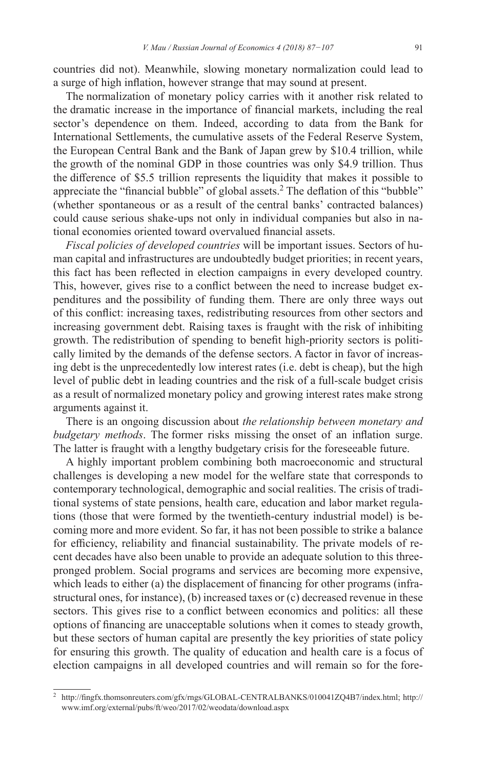countries did not). Meanwhile, slowing monetary normalization could lead to a surge of high inflation, however strange that may sound at present.

The normalization of monetary policy carries with it another risk related to the dramatic increase in the importance of financial markets, including the real sector's dependence on them. Indeed, according to data from the Bank for International Settlements, the cumulative assets of the Federal Reserve System, the European Central Bank and the Bank of Japan grew by $10.4 trillion, while the growth of the nominal GDP in those countries was only $4.9 trillion. Thus the difference of $5.5 trillion represents the liquidity that makes it possible to appreciate the "financial bubble" of global assets.[2] The deflation of this "bubble" (whether spontaneous or as a result of the central banks' contracted balances) could cause serious shake-ups not only in individual companies but also in national economies oriented toward overvalued financial assets.

*Fiscal policies of developed countries* will be important issues. Sectors of human capital and infrastructures are undoubtedly budget priorities; in recent years, this fact has been reflected in election campaigns in every developed country. This, however, gives rise to a conflict between the need to increase budget expenditures and the possibility of funding them. There are only three ways out of this conflict: increasing taxes, redistributing resources from other sectors and increasing government debt. Raising taxes is fraught with the risk of inhibiting growth. The redistribution of spending to benefit high-priority sectors is politically limited by the demands of the defense sectors. A factor in favor of increasing debt is the unprecedentedly low interest rates (i.e. debt is cheap), but the high level of public debt in leading countries and the risk of a full-scale budget crisis as a result of normalized monetary policy and growing interest rates make strong arguments against it.

There is an ongoing discussion about *the relationship between monetary and budgetary methods*. The former risks missing the onset of an inflation surge. The latter is fraught with a lengthy budgetary crisis for the foreseeable future.

A highly important problem combining both macroeconomic and structural challenges is developing a new model for the welfare state that corresponds to contemporary technological, demographic and social realities. The crisis of traditional systems of state pensions, health care, education and labor market regulations (those that were formed by the twentieth-century industrial model) is becoming more and more evident. So far, it has not been possible to strike a balance for efficiency, reliability and financial sustainability. The private models of recent decades have also been unable to provide an adequate solution to this three-pronged problem. Social programs and services are becoming more expensive, which leads to either (a) the displacement of financing for other programs (infrastructural ones, for instance), (b) increased taxes or (c) decreased revenue in these sectors. This gives rise to a conflict between economics and politics: all these options of financing are unacceptable solutions when it comes to steady growth, but these sectors of human capital are presently the key priorities of state policy for ensuring this growth. The quality of education and health care is a focus of election campaigns in all developed countries and will remain so for the fore-

---

[2] http://fingfx.thomsonreuters.com/gfx/rngs/GLOBAL-CENTRALBANKS/010041ZQ4B7/index.html; http://www.imf.org/external/pubs/ft/weo/2017/02/weodata/download.aspx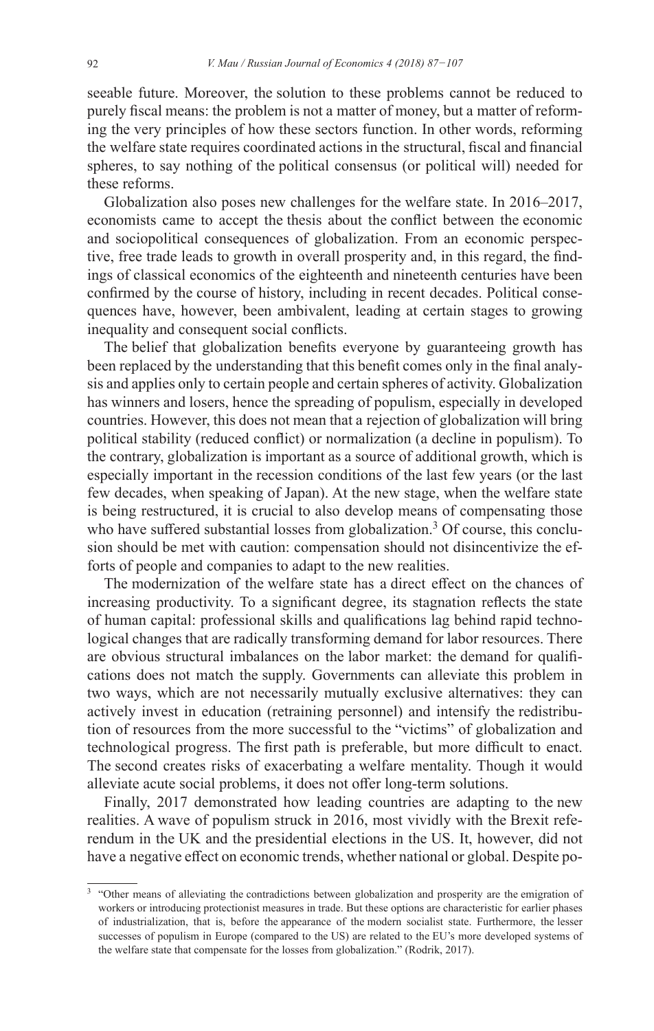seeable future. Moreover, the solution to these problems cannot be reduced to purely fiscal means: the problem is not a matter of money, but a matter of reforming the very principles of how these sectors function. In other words, reforming the welfare state requires coordinated actions in the structural, fiscal and financial spheres, to say nothing of the political consensus (or political will) needed for these reforms.

Globalization also poses new challenges for the welfare state. In 2016–2017, economists came to accept the thesis about the conflict between the economic and sociopolitical consequences of globalization. From an economic perspective, free trade leads to growth in overall prosperity and, in this regard, the findings of classical economics of the eighteenth and nineteenth centuries have been confirmed by the course of history, including in recent decades. Political consequences have, however, been ambivalent, leading at certain stages to growing inequality and consequent social conflicts.

The belief that globalization benefits everyone by guaranteeing growth has been replaced by the understanding that this benefit comes only in the final analysis and applies only to certain people and certain spheres of activity. Globalization has winners and losers, hence the spreading of populism, especially in developed countries. However, this does not mean that a rejection of globalization will bring political stability (reduced conflict) or normalization (a decline in populism). To the contrary, globalization is important as a source of additional growth, which is especially important in the recession conditions of the last few years (or the last few decades, when speaking of Japan). At the new stage, when the welfare state is being restructured, it is crucial to also develop means of compensating those who have suffered substantial losses from globalization.[3] Of course, this conclusion should be met with caution: compensation should not disincentivize the efforts of people and companies to adapt to the new realities.

The modernization of the welfare state has a direct effect on the chances of increasing productivity. To a significant degree, its stagnation reflects the state of human capital: professional skills and qualifications lag behind rapid technological changes that are radically transforming demand for labor resources. There are obvious structural imbalances on the labor market: the demand for qualifications does not match the supply. Governments can alleviate this problem in two ways, which are not necessarily mutually exclusive alternatives: they can actively invest in education (retraining personnel) and intensify the redistribution of resources from the more successful to the "victims" of globalization and technological progress. The first path is preferable, but more difficult to enact. The second creates risks of exacerbating a welfare mentality. Though it would alleviate acute social problems, it does not offer long-term solutions.

Finally, 2017 demonstrated how leading countries are adapting to the new realities. A wave of populism struck in 2016, most vividly with the Brexit referendum in the UK and the presidential elections in the US. It, however, did not have a negative effect on economic trends, whether national or global. Despite po-

[3] "Other means of alleviating the contradictions between globalization and prosperity are the emigration of workers or introducing protectionist measures in trade. But these options are characteristic for earlier phases of industrialization, that is, before the appearance of the modern socialist state. Furthermore, the lesser successes of populism in Europe (compared to the US) are related to the EU's more developed systems of the welfare state that compensate for the losses from globalization." (Rodrik, 2017).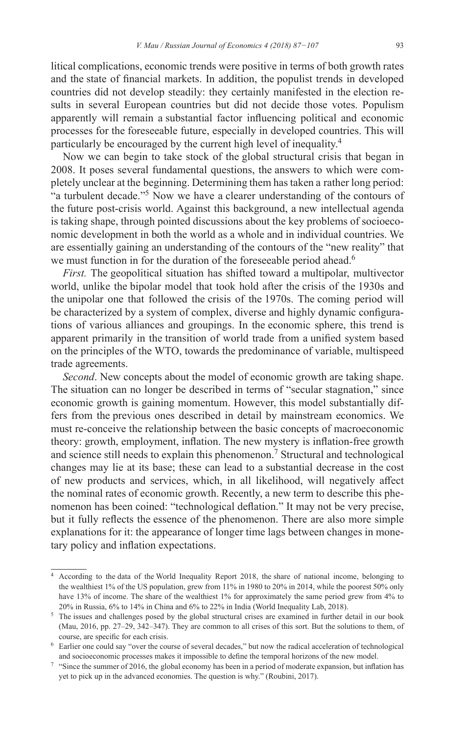litical complications, economic trends were positive in terms of both growth rates and the state of financial markets. In addition, the populist trends in developed countries did not develop steadily: they certainly manifested in the election results in several European countries but did not decide those votes. Populism apparently will remain a substantial factor influencing political and economic processes for the foreseeable future, especially in developed countries. This will particularly be encouraged by the current high level of inequality.[4]

Now we can begin to take stock of the global structural crisis that began in 2008. It poses several fundamental questions, the answers to which were completely unclear at the beginning. Determining them has taken a rather long period: "a turbulent decade."[5] Now we have a clearer understanding of the contours of the future post-crisis world. Against this background, a new intellectual agenda is taking shape, through pointed discussions about the key problems of socioeconomic development in both the world as a whole and in individual countries. We are essentially gaining an understanding of the contours of the "new reality" that we must function in for the duration of the foreseeable period ahead.[6]

*First.* The geopolitical situation has shifted toward a multipolar, multivector world, unlike the bipolar model that took hold after the crisis of the 1930s and the unipolar one that followed the crisis of the 1970s. The coming period will be characterized by a system of complex, diverse and highly dynamic configurations of various alliances and groupings. In the economic sphere, this trend is apparent primarily in the transition of world trade from a unified system based on the principles of the WTO, towards the predominance of variable, multispeed trade agreements.

*Second*. New concepts about the model of economic growth are taking shape. The situation can no longer be described in terms of "secular stagnation," since economic growth is gaining momentum. However, this model substantially differs from the previous ones described in detail by mainstream economics. We must re-conceive the relationship between the basic concepts of macroeconomic theory: growth, employment, inflation. The new mystery is inflation-free growth and science still needs to explain this phenomenon.[7] Structural and technological changes may lie at its base; these can lead to a substantial decrease in the cost of new products and services, which, in all likelihood, will negatively affect the nominal rates of economic growth. Recently, a new term to describe this phenomenon has been coined: "technological deflation." It may not be very precise, but it fully reflects the essence of the phenomenon. There are also more simple explanations for it: the appearance of longer time lags between changes in monetary policy and inflation expectations.

---

[4] According to the data of the World Inequality Report 2018, the share of national income, belonging to the wealthiest 1% of the US population, grew from 11% in 1980 to 20% in 2014, while the poorest 50% only have 13% of income. The share of the wealthiest 1% for approximately the same period grew from 4% to 20% in Russia, 6% to 14% in China and 6% to 22% in India (World Inequality Lab, 2018).

[5] The issues and challenges posed by the global structural crises are examined in further detail in our book (Mau, 2016, pp. 27–29, 342–347). They are common to all crises of this sort. But the solutions to them, of course, are specific for each crisis.

[6] Earlier one could say "over the course of several decades," but now the radical acceleration of technological and socioeconomic processes makes it impossible to define the temporal horizons of the new model.

[7] "Since the summer of 2016, the global economy has been in a period of moderate expansion, but inflation has yet to pick up in the advanced economies. The question is why." (Roubini, 2017).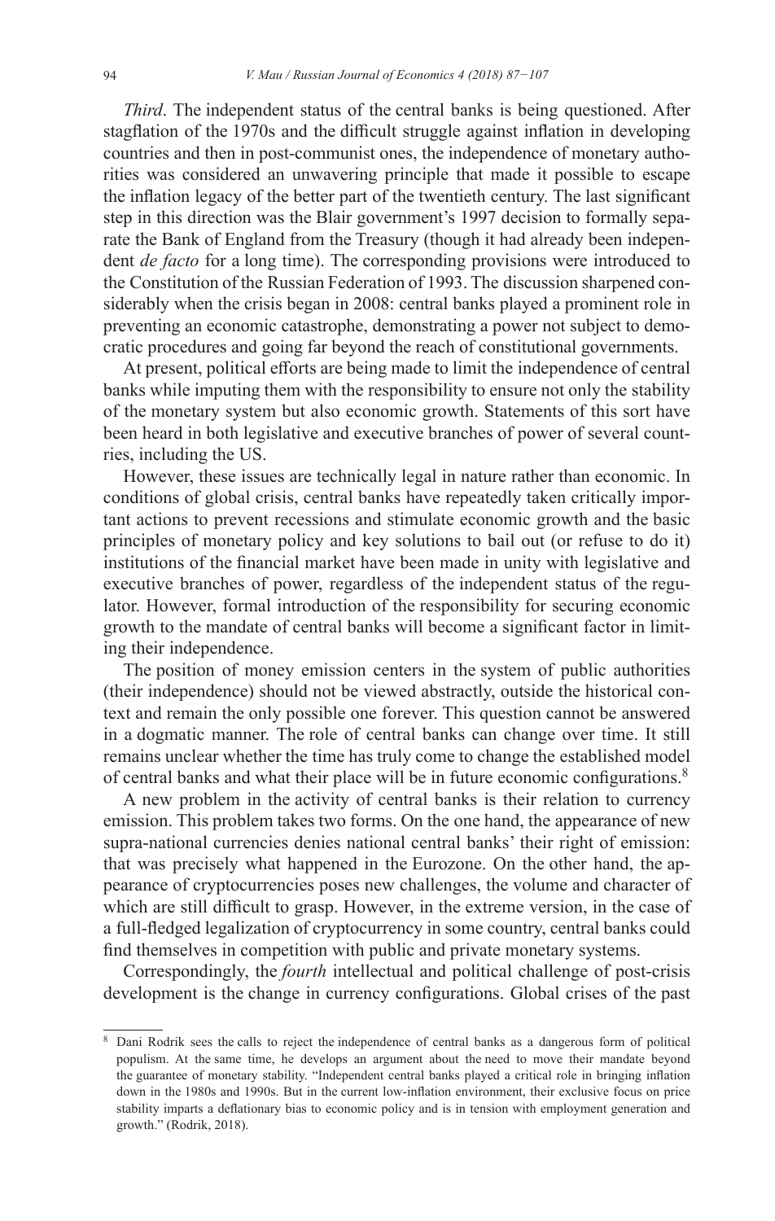*Third*. The independent status of the central banks is being questioned. After stagflation of the 1970s and the difficult struggle against inflation in developing countries and then in post-communist ones, the independence of monetary authorities was considered an unwavering principle that made it possible to escape the inflation legacy of the better part of the twentieth century. The last significant step in this direction was the Blair government's 1997 decision to formally separate the Bank of England from the Treasury (though it had already been independent *de facto* for a long time). The corresponding provisions were introduced to the Constitution of the Russian Federation of 1993. The discussion sharpened considerably when the crisis began in 2008: central banks played a prominent role in preventing an economic catastrophe, demonstrating a power not subject to democratic procedures and going far beyond the reach of constitutional governments.

At present, political efforts are being made to limit the independence of central banks while imputing them with the responsibility to ensure not only the stability of the monetary system but also economic growth. Statements of this sort have been heard in both legislative and executive branches of power of several countries, including the US.

However, these issues are technically legal in nature rather than economic. In conditions of global crisis, central banks have repeatedly taken critically important actions to prevent recessions and stimulate economic growth and the basic principles of monetary policy and key solutions to bail out (or refuse to do it) institutions of the financial market have been made in unity with legislative and executive branches of power, regardless of the independent status of the regulator. However, formal introduction of the responsibility for securing economic growth to the mandate of central banks will become a significant factor in limiting their independence.

The position of money emission centers in the system of public authorities (their independence) should not be viewed abstractly, outside the historical context and remain the only possible one forever. This question cannot be answered in a dogmatic manner. The role of central banks can change over time. It still remains unclear whether the time has truly come to change the established model of central banks and what their place will be in future economic configurations.[8]

A new problem in the activity of central banks is their relation to currency emission. This problem takes two forms. On the one hand, the appearance of new supra-national currencies denies national central banks' their right of emission: that was precisely what happened in the Eurozone. On the other hand, the appearance of cryptocurrencies poses new challenges, the volume and character of which are still difficult to grasp. However, in the extreme version, in the case of a full-fledged legalization of cryptocurrency in some country, central banks could find themselves in competition with public and private monetary systems.

Correspondingly, the *fourth* intellectual and political challenge of post-crisis development is the change in currency configurations. Global crises of the past

---

[8] Dani Rodrik sees the calls to reject the independence of central banks as a dangerous form of political populism. At the same time, he develops an argument about the need to move their mandate beyond the guarantee of monetary stability. "Independent central banks played a critical role in bringing inflation down in the 1980s and 1990s. But in the current low-inflation environment, their exclusive focus on price stability imparts a deflationary bias to economic policy and is in tension with employment generation and growth." (Rodrik, 2018).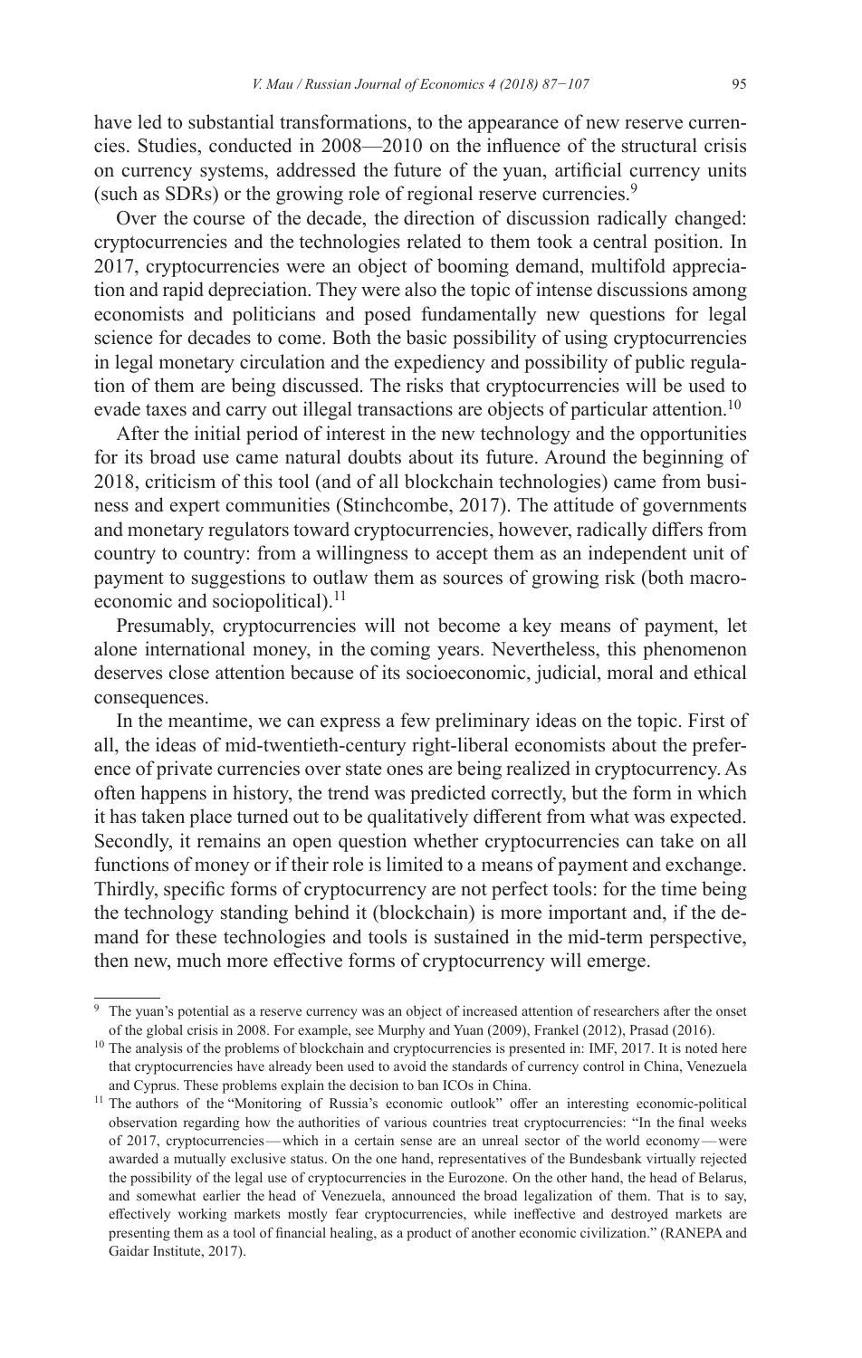have led to substantial transformations, to the appearance of new reserve currencies. Studies, conducted in 2008—2010 on the influence of the structural crisis on currency systems, addressed the future of the yuan, artificial currency units (such as SDRs) or the growing role of regional reserve currencies.[9]

Over the course of the decade, the direction of discussion radically changed: cryptocurrencies and the technologies related to them took a central position. In 2017, cryptocurrencies were an object of booming demand, multifold appreciation and rapid depreciation. They were also the topic of intense discussions among economists and politicians and posed fundamentally new questions for legal science for decades to come. Both the basic possibility of using cryptocurrencies in legal monetary circulation and the expediency and possibility of public regulation of them are being discussed. The risks that cryptocurrencies will be used to evade taxes and carry out illegal transactions are objects of particular attention.[10]

After the initial period of interest in the new technology and the opportunities for its broad use came natural doubts about its future. Around the beginning of 2018, criticism of this tool (and of all blockchain technologies) came from business and expert communities (Stinchcombe, 2017). The attitude of governments and monetary regulators toward cryptocurrencies, however, radically differs from country to country: from a willingness to accept them as an independent unit of payment to suggestions to outlaw them as sources of growing risk (both macroeconomic and sociopolitical).[11]

Presumably, cryptocurrencies will not become a key means of payment, let alone international money, in the coming years. Nevertheless, this phenomenon deserves close attention because of its socioeconomic, judicial, moral and ethical consequences.

In the meantime, we can express a few preliminary ideas on the topic. First of all, the ideas of mid-twentieth-century right-liberal economists about the preference of private currencies over state ones are being realized in cryptocurrency. As often happens in history, the trend was predicted correctly, but the form in which it has taken place turned out to be qualitatively different from what was expected. Secondly, it remains an open question whether cryptocurrencies can take on all functions of money or if their role is limited to a means of payment and exchange. Thirdly, specific forms of cryptocurrency are not perfect tools: for the time being the technology standing behind it (blockchain) is more important and, if the demand for these technologies and tools is sustained in the mid-term perspective, then new, much more effective forms of cryptocurrency will emerge.

---

[9] The yuan's potential as a reserve currency was an object of increased attention of researchers after the onset of the global crisis in 2008. For example, see Murphy and Yuan (2009), Frankel (2012), Prasad (2016).

[10] The analysis of the problems of blockchain and cryptocurrencies is presented in: IMF, 2017. It is noted here that cryptocurrencies have already been used to avoid the standards of currency control in China, Venezuela and Cyprus. These problems explain the decision to ban ICOs in China.

[11] The authors of the "Monitoring of Russia's economic outlook" offer an interesting economic-political observation regarding how the authorities of various countries treat cryptocurrencies: "In the final weeks of 2017, cryptocurrencies — which in a certain sense are an unreal sector of the world economy — were awarded a mutually exclusive status. On the one hand, representatives of the Bundesbank virtually rejected the possibility of the legal use of cryptocurrencies in the Eurozone. On the other hand, the head of Belarus, and somewhat earlier the head of Venezuela, announced the broad legalization of them. That is to say, effectively working markets mostly fear cryptocurrencies, while ineffective and destroyed markets are presenting them as a tool of financial healing, as a product of another economic civilization." (RANEPA and Gaidar Institute, 2017).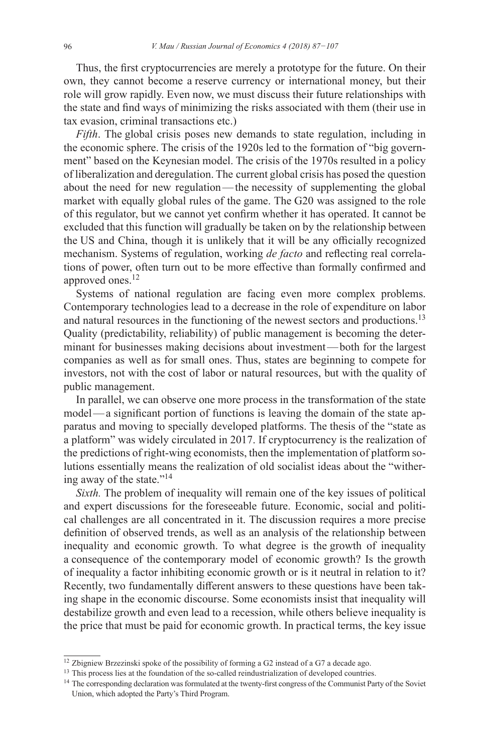Thus, the first cryptocurrencies are merely a prototype for the future. On their own, they cannot become a reserve currency or international money, but their role will grow rapidly. Even now, we must discuss their future relationships with the state and find ways of minimizing the risks associated with them (their use in tax evasion, criminal transactions etc.)

*Fifth*. The global crisis poses new demands to state regulation, including in the economic sphere. The crisis of the 1920s led to the formation of "big government" based on the Keynesian model. The crisis of the 1970s resulted in a policy of liberalization and deregulation. The current global crisis has posed the question about the need for new regulation — the necessity of supplementing the global market with equally global rules of the game. The G20 was assigned to the role of this regulator, but we cannot yet confirm whether it has operated. It cannot be excluded that this function will gradually be taken on by the relationship between the US and China, though it is unlikely that it will be any officially recognized mechanism. Systems of regulation, working *de facto* and reflecting real correlations of power, often turn out to be more effective than formally confirmed and approved ones.[12]

Systems of national regulation are facing even more complex problems. Contemporary technologies lead to a decrease in the role of expenditure on labor and natural resources in the functioning of the newest sectors and productions.[13] Quality (predictability, reliability) of public management is becoming the determinant for businesses making decisions about investment — both for the largest companies as well as for small ones. Thus, states are beginning to compete for investors, not with the cost of labor or natural resources, but with the quality of public management.

In parallel, we can observe one more process in the transformation of the state model — a significant portion of functions is leaving the domain of the state apparatus and moving to specially developed platforms. The thesis of the "state as a platform" was widely circulated in 2017. If cryptocurrency is the realization of the predictions of right-wing economists, then the implementation of platform solutions essentially means the realization of old socialist ideas about the "withering away of the state."[14]

*Sixth.* The problem of inequality will remain one of the key issues of political and expert discussions for the foreseeable future. Economic, social and political challenges are all concentrated in it. The discussion requires a more precise definition of observed trends, as well as an analysis of the relationship between inequality and economic growth. To what degree is the growth of inequality a consequence of the contemporary model of economic growth? Is the growth of inequality a factor inhibiting economic growth or is it neutral in relation to it? Recently, two fundamentally different answers to these questions have been taking shape in the economic discourse. Some economists insist that inequality will destabilize growth and even lead to a recession, while others believe inequality is the price that must be paid for economic growth. In practical terms, the key issue

---

[12] Zbigniew Brzezinski spoke of the possibility of forming a G2 instead of a G7 a decade ago.

[13] This process lies at the foundation of the so-called reindustrialization of developed countries.

[14] The corresponding declaration was formulated at the twenty-first congress of the Communist Party of the Soviet Union, which adopted the Party's Third Program.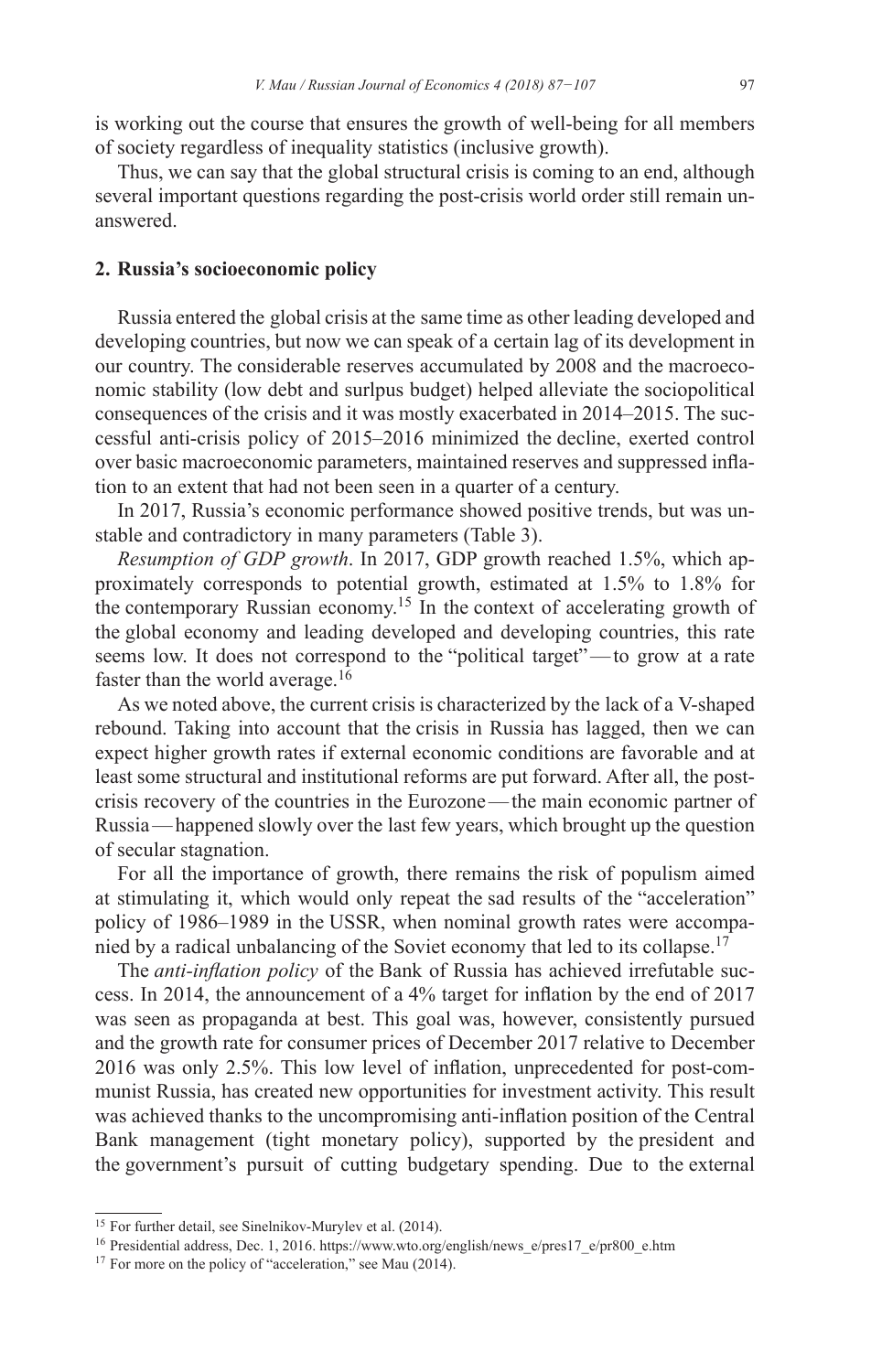is working out the course that ensures the growth of well-being for all members of society regardless of inequality statistics (inclusive growth).

Thus, we can say that the global structural crisis is coming to an end, although several important questions regarding the post-crisis world order still remain unanswered.

## 2. Russia's socioeconomic policy

Russia entered the global crisis at the same time as other leading developed and developing countries, but now we can speak of a certain lag of its development in our country. The considerable reserves accumulated by 2008 and the macroeconomic stability (low debt and surlpus budget) helped alleviate the sociopolitical consequences of the crisis and it was mostly exacerbated in 2014–2015. The successful anti-crisis policy of 2015–2016 minimized the decline, exerted control over basic macroeconomic parameters, maintained reserves and suppressed inflation to an extent that had not been seen in a quarter of a century.

In 2017, Russia's economic performance showed positive trends, but was unstable and contradictory in many parameters (Table 3).

*Resumption of GDP growth*. In 2017, GDP growth reached 1.5%, which approximately corresponds to potential growth, estimated at 1.5% to 1.8% for the contemporary Russian economy.[15] In the context of accelerating growth of the global economy and leading developed and developing countries, this rate seems low. It does not correspond to the "political target"—to grow at a rate faster than the world average.[16]

As we noted above, the current crisis is characterized by the lack of a V-shaped rebound. Taking into account that the crisis in Russia has lagged, then we can expect higher growth rates if external economic conditions are favorable and at least some structural and institutional reforms are put forward. After all, the post-crisis recovery of the countries in the Eurozone—the main economic partner of Russia—happened slowly over the last few years, which brought up the question of secular stagnation.

For all the importance of growth, there remains the risk of populism aimed at stimulating it, which would only repeat the sad results of the "acceleration" policy of 1986–1989 in the USSR, when nominal growth rates were accompanied by a radical unbalancing of the Soviet economy that led to its collapse.[17]

The *anti-inflation policy* of the Bank of Russia has achieved irrefutable success. In 2014, the announcement of a 4% target for inflation by the end of 2017 was seen as propaganda at best. This goal was, however, consistently pursued and the growth rate for consumer prices of December 2017 relative to December 2016 was only 2.5%. This low level of inflation, unprecedented for post-communist Russia, has created new opportunities for investment activity. This result was achieved thanks to the uncompromising anti-inflation position of the Central Bank management (tight monetary policy), supported by the president and the government's pursuit of cutting budgetary spending. Due to the external

---

[15] For further detail, see Sinelnikov-Murylev et al. (2014).

[16] Presidential address, Dec. 1, 2016. https://www.wto.org/english/news_e/pres17_e/pr800_e.htm

[17] For more on the policy of "acceleration," see Mau (2014).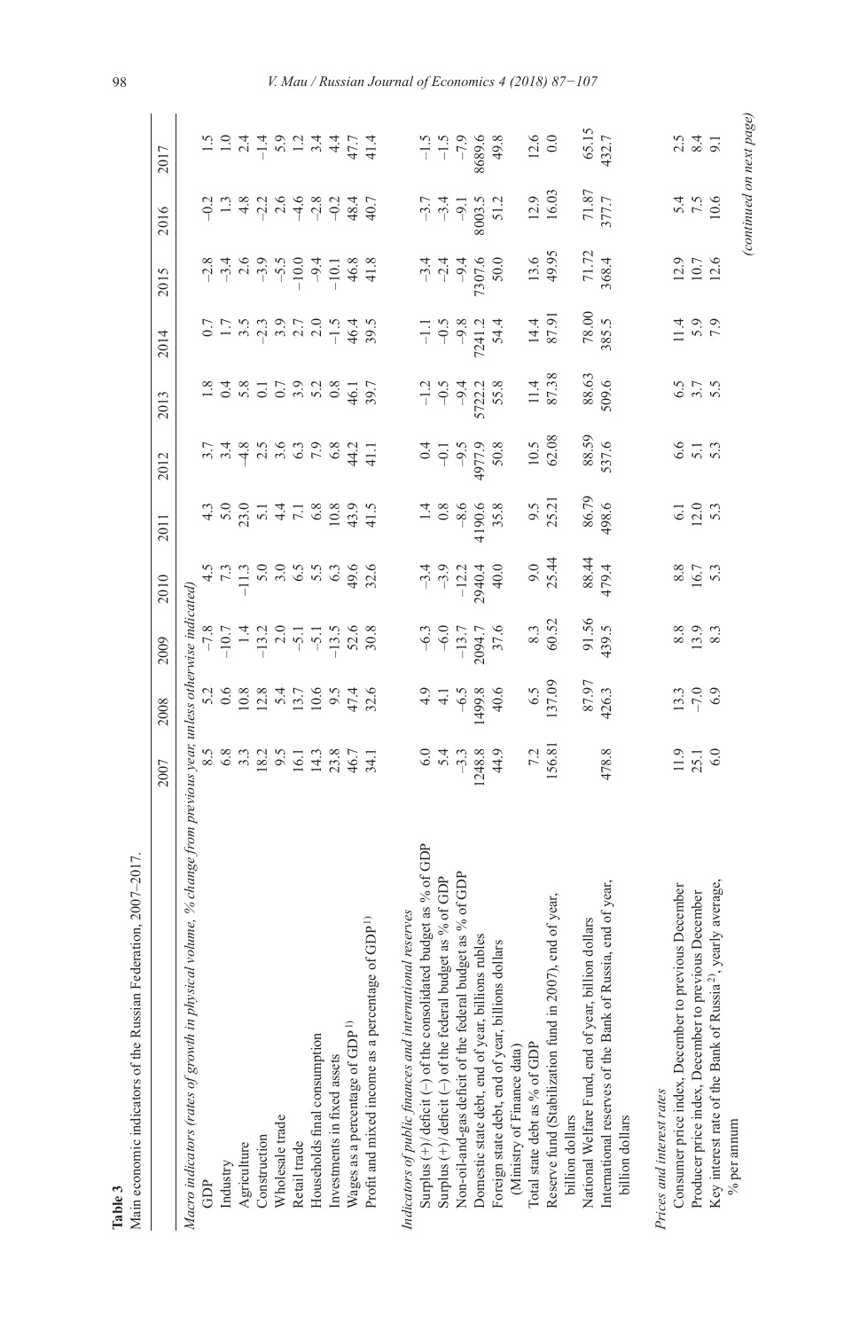**Table 3**

Main economic indicators of the Russian Federation, 2007–2017.

| | 2007 | 2008 | 2009 | 2010 | 2011 | 2012 | 2013 | 2014 | 2015 | 2016 | 2017 |
|---|---|---|---|---|---|---|---|---|---|---|---|
| *Macro indicators (rates of growth in physical volume, % change from previous year, unless otherwise indicated)* | | | | | | | | | | | |
| GDP | 8.5 | 5.2 | −7.8 | 4.5 | 4.3 | 3.7 | 1.8 | 0.7 | −2.8 | −0.2 | 1.5 |
| Industry | 6.8 | 0.6 | −10.7 | 7.3 | 5.0 | 3.4 | 0.4 | 1.7 | −3.4 | 1.3 | 1.0 |
| Agriculture | 3.3 | 10.8 | 1.4 | −11.3 | 23.0 | −4.8 | 5.8 | 3.5 | 2.6 | 4.8 | 2.4 |
| Construction | 18.2 | 12.8 | −13.2 | 5.0 | 5.1 | 2.5 | 0.1 | −2.3 | −3.9 | −2.2 | −1.4 |
| Wholesale trade | 9.5 | 5.4 | 2.0 | 3.0 | 4.4 | 3.6 | 0.7 | 3.9 | −5.5 | 2.6 | 5.9 |
| Retail trade | 16.1 | 13.7 | −5.1 | 6.5 | 7.1 | 6.3 | 3.9 | 2.7 | −10.0 | −4.6 | 1.2 |
| Households final consumption | 14.3 | 10.6 | −5.1 | 5.5 | 6.8 | 7.9 | 5.2 | 2.0 | −9.4 | −2.8 | 3.4 |
| Investments in fixed assets | 23.8 | 9.5 | −13.5 | 6.3 | 10.8 | 6.8 | 0.8 | −1.5 | −10.1 | −0.2 | 4.4 |
| Wages as a percentage of GDP [1] | 46.7 | 47.4 | 52.6 | 49.6 | 43.9 | 44.2 | 46.1 | 46.4 | 46.8 | 48.4 | 47.7 |
| Profit and mixed income as a percentage of GDP [1] | 34.1 | 32.6 | 30.8 | 32.6 | 41.5 | 41.1 | 39.7 | 39.5 | 41.8 | 40.7 | 41.4 |
| *Indicators of public finances and international reserves* | | | | | | | | | | | |
| Surplus (+)/ deficit (–) of the consolidated budget as % of GDP | 6.0 | 4.9 | −6.3 | −3.4 | 1.4 | 0.4 | −1.2 | −1.1 | −3.4 | −3.7 | −1.5 |
| Surplus (+)/ deficit (–) of the federal budget as % of GDP | 5.4 | 4.1 | −6.0 | −3.9 | 0.8 | −0.1 | −0.5 | −0.5 | −2.4 | −3.4 | −1.5 |
| Non-oil-and-gas deficit of the federal budget as % of GDP | −3.3 | −6.5 | −13.7 | −12.2 | −8.6 | −9.5 | −9.4 | −9.8 | −9.4 | −9.1 | −7.9 |
| Domestic state debt, end of year, billions rubles | 1248.8 | 1499.8 | 2094.7 | 2940.4 | 4190.6 | 4977.9 | 5722.2 | 7241.2 | 7307.6 | 8003.5 | 8689.6 |
| Foreign state debt, end of year, billions dollars (Ministry of Finance data) | 44.9 | 40.6 | 37.6 | 40.0 | 35.8 | 50.8 | 55.8 | 54.4 | 50.0 | 51.2 | 49.8 |
| Total state debt as % of GDP | 7.2 | 6.5 | 8.3 | 9.0 | 9.5 | 10.5 | 11.4 | 14.4 | 13.6 | 12.9 | 12.6 |
| Reserve fund (Stabilization fund in 2007), end of year, billion dollars | 156.81 | 137.09 | 60.52 | 25.44 | 25.21 | 62.08 | 87.38 | 87.91 | 49.95 | 16.03 | 0.0 |
| National Welfare Fund, end of year, billion dollars | | 87.97 | 91.56 | 88.44 | 86.79 | 88.59 | 88.63 | 78.00 | 71.72 | 71.87 | 65.15 |
| International reserves of the Bank of Russia, end of year, billion dollars | 478.8 | 426.3 | 439.5 | 479.4 | 498.6 | 537.6 | 509.6 | 385.5 | 368.4 | 377.7 | 432.7 |
| *Prices and interest rates* | | | | | | | | | | | |
| Consumer price index, December to previous December | 11.9 | 13.3 | 8.8 | 8.8 | 6.1 | 6.6 | 6.5 | 11.4 | 12.9 | 5.4 | 2.5 |
| Producer price index, December to previous December | 25.1 | −7.0 | 13.9 | 16.7 | 12.0 | 5.1 | 3.7 | 5.9 | 10.7 | 7.5 | 8.4 |
| Key interest rate of the Bank of Russia [2], yearly average, % per annum | 6.0 | 6.9 | 8.3 | 5.3 | 5.3 | 5.3 | 5.5 | 7.9 | 12.6 | 10.6 | 9.1 |

*(continued on next page)*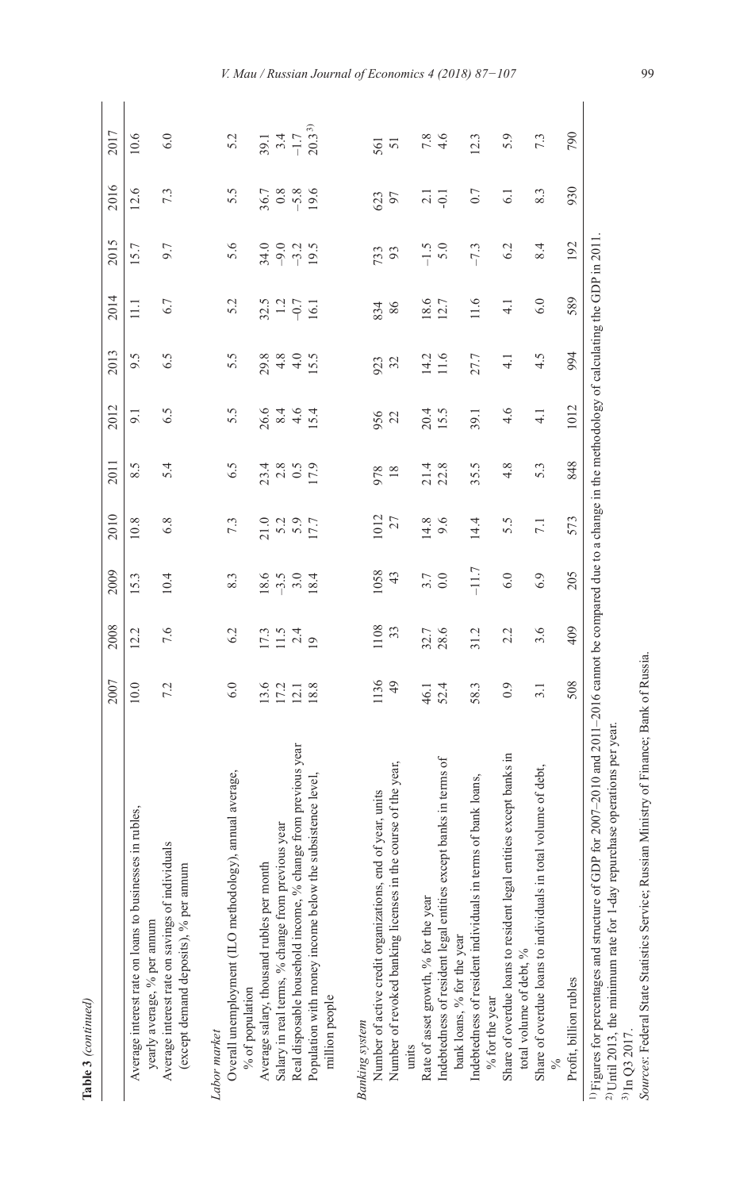**Table 3** *(continued)*

| | 2007 | 2008 | 2009 | 2010 | 2011 | 2012 | 2013 | 2014 | 2015 | 2016 | 2017 |
|---|---|---|---|---|---|---|---|---|---|---|---|
| Average interest rate on loans to businesses in rubles, yearly average, % per annum | 10.0 | 12.2 | 15.3 | 10.8 | 8.5 | 9.1 | 9.5 | 11.1 | 15.7 | 12.6 | 10.6 |
| Average interest rate on savings of individuals (except demand deposits), % per annum | 7.2 | 7.6 | 10.4 | 6.8 | 5.4 | 6.5 | 6.5 | 6.7 | 9.7 | 7.3 | 6.0 |
| *Labor market* | | | | | | | | | | | |
| Overall unemployment (ILO methodology), annual average, % of population | 6.0 | 6.2 | 8.3 | 7.3 | 6.5 | 5.5 | 5.5 | 5.2 | 5.6 | 5.5 | 5.2 |
| Average salary, thousand rubles per month | 13.6 | 17.3 | 18.6 | 21.0 | 23.4 | 26.6 | 29.8 | 32.5 | 34.0 | 36.7 | 39.1 |
| Salary in real terms, % change from previous year | 17.2 | 11.5 | −3.5 | 5.2 | 2.8 | 8.4 | 4.8 | 1.2 | −9.0 | 0.8 | 3.4 |
| Real disposable household income, % change from previous year | 12.1 | 2.4 | 3.0 | 5.9 | 0.5 | 4.6 | 4.0 | −0.7 | −3.2 | −5.8 | −1.7 |
| Population with money income below the subsistence level, million people | 18.8 | 19 | 18.4 | 17.7 | 17.9 | 15.4 | 15.5 | 16.1 | 19.5 | 19.6 | 20.3[3] |
| *Banking system* | | | | | | | | | | | |
| Number of active credit organizations, end of year, units | 1136 | 1108 | 1058 | 1012 | 978 | 956 | 923 | 834 | 733 | 623 | 561 |
| Number of revoked banking licenses in the course of the year, units | 49 | 33 | 43 | 27 | 18 | 22 | 32 | 86 | 93 | 97 | 51 |
| Rate of asset growth, % for the year | 46.1 | 32.7 | 3.7 | 14.8 | 21.4 | 20.4 | 14.2 | 18.6 | −1.5 | 2.1 | 7.8 |
| Indebtedness of resident legal entities except banks in terms of bank loans, % for the year | 52.4 | 28.6 | 0.0 | 9.6 | 22.8 | 15.5 | 11.6 | 12.7 | 5.0 | -0.1 | 4.6 |
| Indebtedness of resident individuals in terms of bank loans, % for the year | 58.3 | 31.2 | −11.7 | 14.4 | 35.5 | 39.1 | 27.7 | 11.6 | −7.3 | 0.7 | 12.3 |
| Share of overdue loans to resident legal entities except banks in total volume of debt, % | 0.9 | 2.2 | 6.0 | 5.5 | 4.8 | 4.6 | 4.1 | 4.1 | 6.2 | 6.1 | 5.9 |
| Share of overdue loans to individuals in total volume of debt, % | 3.1 | 3.6 | 6.9 | 7.1 | 5.3 | 4.1 | 4.5 | 6.0 | 8.4 | 8.3 | 7.3 |
| Profit, billion rubles | 508 | 409 | 205 | 573 | 848 | 1012 | 994 | 589 | 192 | 930 | 790 |

[1] Figures for percentages and structure of GDP for 2007–2010 and 2011–2016 cannot be compared due to a change in the methodology of calculating the GDP in 2011.
[2] Until 2013, the minimum rate for 1-day repurchase operations per year.
[3] In Q3 2017.

*Sources*: Federal State Statistics Service; Russian Ministry of Finance; Bank of Russia.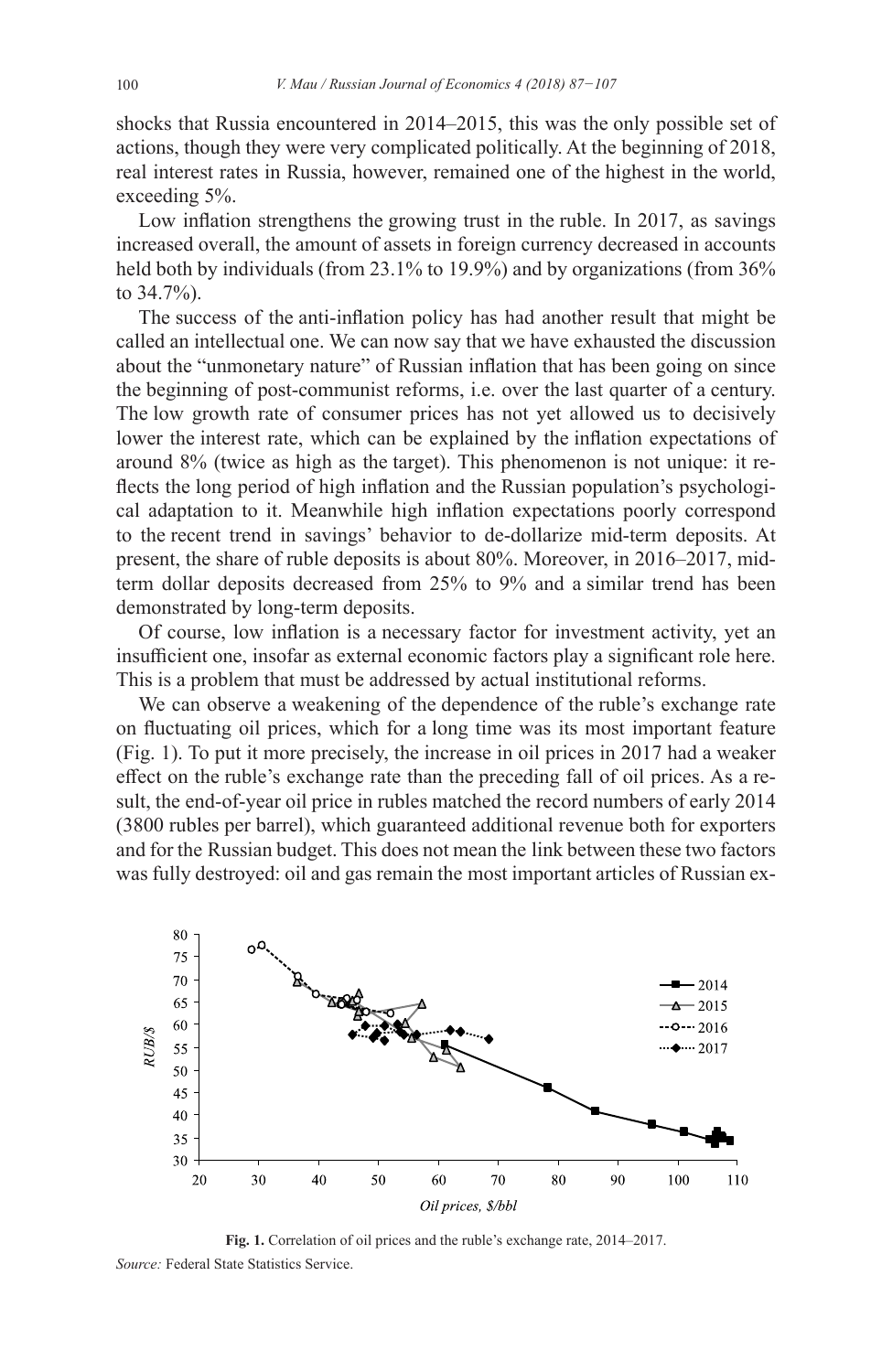shocks that Russia encountered in 2014–2015, this was the only possible set of actions, though they were very complicated politically. At the beginning of 2018, real interest rates in Russia, however, remained one of the highest in the world, exceeding 5%.

Low inflation strengthens the growing trust in the ruble. In 2017, as savings increased overall, the amount of assets in foreign currency decreased in accounts held both by individuals (from 23.1% to 19.9%) and by organizations (from 36% to 34.7%).

The success of the anti-inflation policy has had another result that might be called an intellectual one. We can now say that we have exhausted the discussion about the "unmonetary nature" of Russian inflation that has been going on since the beginning of post-communist reforms, i.e. over the last quarter of a century. The low growth rate of consumer prices has not yet allowed us to decisively lower the interest rate, which can be explained by the inflation expectations of around 8% (twice as high as the target). This phenomenon is not unique: it reflects the long period of high inflation and the Russian population's psychological adaptation to it. Meanwhile high inflation expectations poorly correspond to the recent trend in savings' behavior to de-dollarize mid-term deposits. At present, the share of ruble deposits is about 80%. Moreover, in 2016–2017, mid-term dollar deposits decreased from 25% to 9% and a similar trend has been demonstrated by long-term deposits.

Of course, low inflation is a necessary factor for investment activity, yet an insufficient one, insofar as external economic factors play a significant role here. This is a problem that must be addressed by actual institutional reforms.

We can observe a weakening of the dependence of the ruble's exchange rate on fluctuating oil prices, which for a long time was its most important feature (Fig. 1). To put it more precisely, the increase in oil prices in 2017 had a weaker effect on the ruble's exchange rate than the preceding fall of oil prices. As a result, the end-of-year oil price in rubles matched the record numbers of early 2014 (3800 rubles per barrel), which guaranteed additional revenue both for exporters and for the Russian budget. This does not mean the link between these two factors was fully destroyed: oil and gas remain the most important articles of Russian ex-

**Fig. 1.** Correlation of oil prices and the ruble's exchange rate, 2014–2017.

*Source:* Federal State Statistics Service.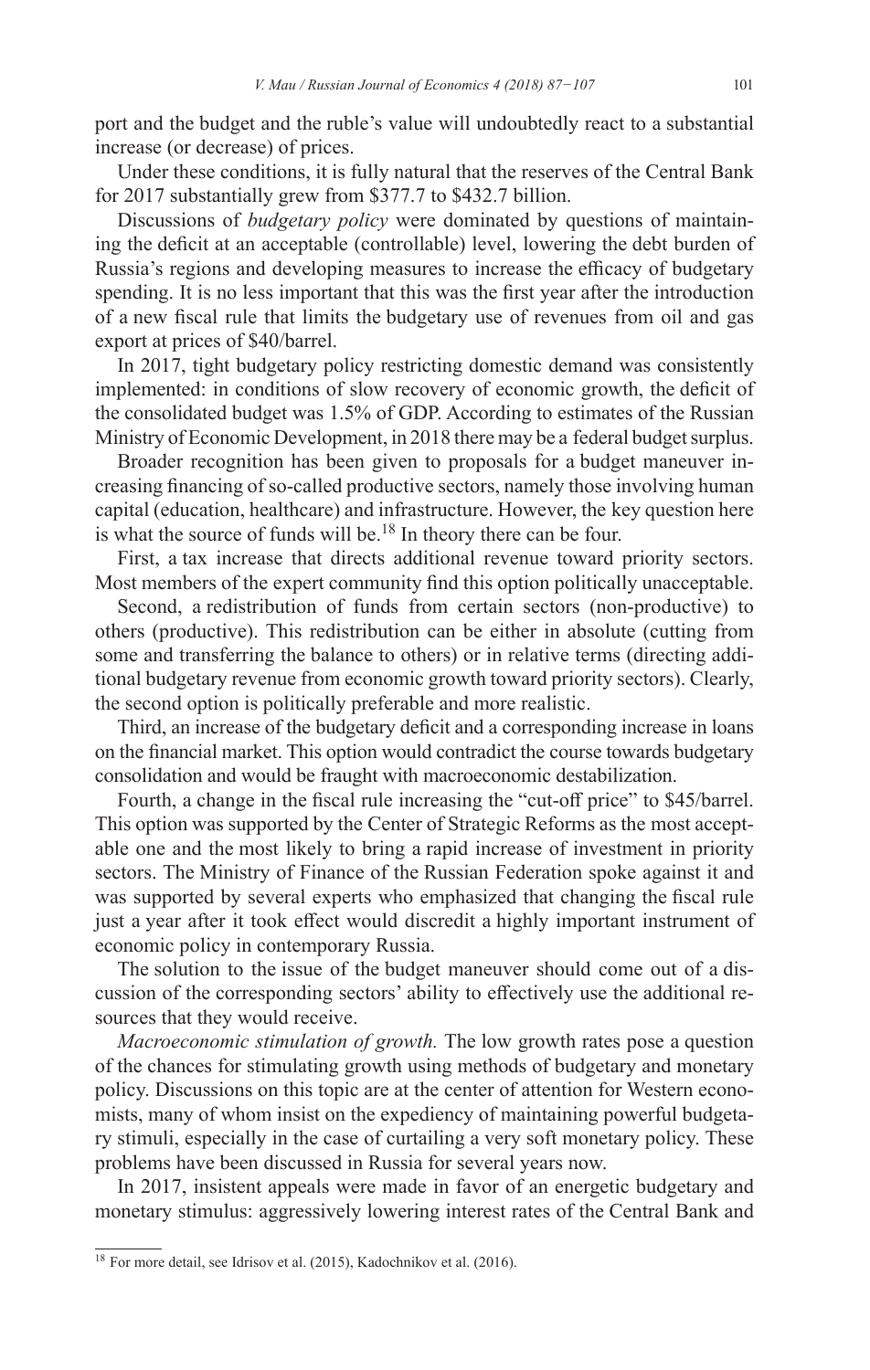port and the budget and the ruble's value will undoubtedly react to a substantial increase (or decrease) of prices.

Under these conditions, it is fully natural that the reserves of the Central Bank for 2017 substantially grew from \$377.7 to \$432.7 billion.

Discussions of *budgetary policy* were dominated by questions of maintaining the deficit at an acceptable (controllable) level, lowering the debt burden of Russia's regions and developing measures to increase the efficacy of budgetary spending. It is no less important that this was the first year after the introduction of a new fiscal rule that limits the budgetary use of revenues from oil and gas export at prices of \$40/barrel.

In 2017, tight budgetary policy restricting domestic demand was consistently implemented: in conditions of slow recovery of economic growth, the deficit of the consolidated budget was 1.5% of GDP. According to estimates of the Russian Ministry of Economic Development, in 2018 there may be a federal budget surplus.

Broader recognition has been given to proposals for a budget maneuver increasing financing of so-called productive sectors, namely those involving human capital (education, healthcare) and infrastructure. However, the key question here is what the source of funds will be.[18] In theory there can be four.

First, a tax increase that directs additional revenue toward priority sectors. Most members of the expert community find this option politically unacceptable.

Second, a redistribution of funds from certain sectors (non-productive) to others (productive). This redistribution can be either in absolute (cutting from some and transferring the balance to others) or in relative terms (directing additional budgetary revenue from economic growth toward priority sectors). Clearly, the second option is politically preferable and more realistic.

Third, an increase of the budgetary deficit and a corresponding increase in loans on the financial market. This option would contradict the course towards budgetary consolidation and would be fraught with macroeconomic destabilization.

Fourth, a change in the fiscal rule increasing the "cut-off price" to \$45/barrel. This option was supported by the Center of Strategic Reforms as the most acceptable one and the most likely to bring a rapid increase of investment in priority sectors. The Ministry of Finance of the Russian Federation spoke against it and was supported by several experts who emphasized that changing the fiscal rule just a year after it took effect would discredit a highly important instrument of economic policy in contemporary Russia.

The solution to the issue of the budget maneuver should come out of a discussion of the corresponding sectors' ability to effectively use the additional resources that they would receive.

*Macroeconomic stimulation of growth.* The low growth rates pose a question of the chances for stimulating growth using methods of budgetary and monetary policy. Discussions on this topic are at the center of attention for Western economists, many of whom insist on the expediency of maintaining powerful budgetary stimuli, especially in the case of curtailing a very soft monetary policy. These problems have been discussed in Russia for several years now.

In 2017, insistent appeals were made in favor of an energetic budgetary and monetary stimulus: aggressively lowering interest rates of the Central Bank and

[18] For more detail, see Idrisov et al. (2015), Kadochnikov et al. (2016).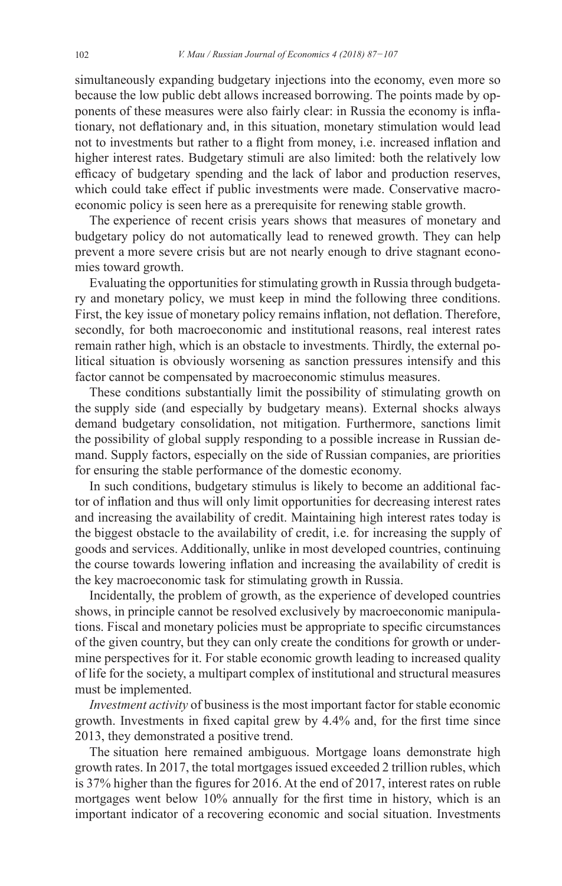simultaneously expanding budgetary injections into the economy, even more so because the low public debt allows increased borrowing. The points made by opponents of these measures were also fairly clear: in Russia the economy is inflationary, not deflationary and, in this situation, monetary stimulation would lead not to investments but rather to a flight from money, i.e. increased inflation and higher interest rates. Budgetary stimuli are also limited: both the relatively low efficacy of budgetary spending and the lack of labor and production reserves, which could take effect if public investments were made. Conservative macroeconomic policy is seen here as a prerequisite for renewing stable growth.

The experience of recent crisis years shows that measures of monetary and budgetary policy do not automatically lead to renewed growth. They can help prevent a more severe crisis but are not nearly enough to drive stagnant economies toward growth.

Evaluating the opportunities for stimulating growth in Russia through budgetary and monetary policy, we must keep in mind the following three conditions. First, the key issue of monetary policy remains inflation, not deflation. Therefore, secondly, for both macroeconomic and institutional reasons, real interest rates remain rather high, which is an obstacle to investments. Thirdly, the external political situation is obviously worsening as sanction pressures intensify and this factor cannot be compensated by macroeconomic stimulus measures.

These conditions substantially limit the possibility of stimulating growth on the supply side (and especially by budgetary means). External shocks always demand budgetary consolidation, not mitigation. Furthermore, sanctions limit the possibility of global supply responding to a possible increase in Russian demand. Supply factors, especially on the side of Russian companies, are priorities for ensuring the stable performance of the domestic economy.

In such conditions, budgetary stimulus is likely to become an additional factor of inflation and thus will only limit opportunities for decreasing interest rates and increasing the availability of credit. Maintaining high interest rates today is the biggest obstacle to the availability of credit, i.e. for increasing the supply of goods and services. Additionally, unlike in most developed countries, continuing the course towards lowering inflation and increasing the availability of credit is the key macroeconomic task for stimulating growth in Russia.

Incidentally, the problem of growth, as the experience of developed countries shows, in principle cannot be resolved exclusively by macroeconomic manipulations. Fiscal and monetary policies must be appropriate to specific circumstances of the given country, but they can only create the conditions for growth or undermine perspectives for it. For stable economic growth leading to increased quality of life for the society, a multipart complex of institutional and structural measures must be implemented.

*Investment activity* of business is the most important factor for stable economic growth. Investments in fixed capital grew by 4.4% and, for the first time since 2013, they demonstrated a positive trend.

The situation here remained ambiguous. Mortgage loans demonstrate high growth rates. In 2017, the total mortgages issued exceeded 2 trillion rubles, which is 37% higher than the figures for 2016. At the end of 2017, interest rates on ruble mortgages went below 10% annually for the first time in history, which is an important indicator of a recovering economic and social situation. Investments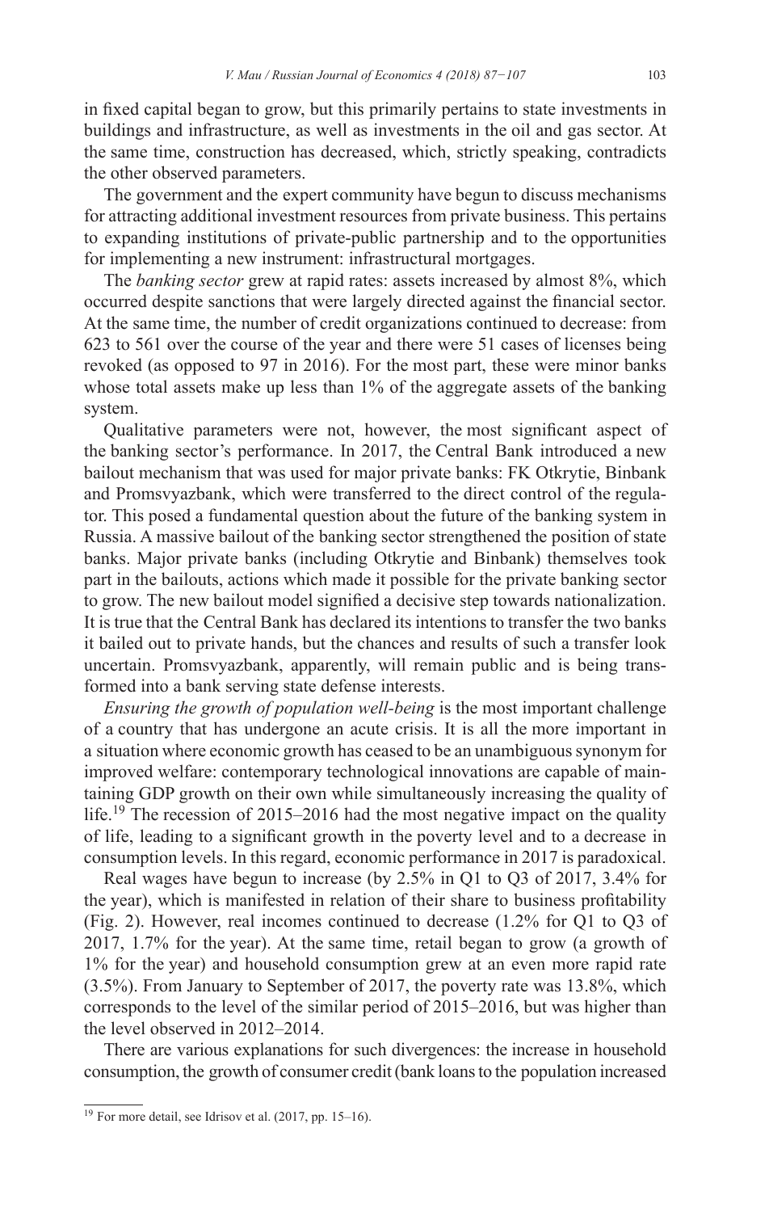in fixed capital began to grow, but this primarily pertains to state investments in buildings and infrastructure, as well as investments in the oil and gas sector. At the same time, construction has decreased, which, strictly speaking, contradicts the other observed parameters.

The government and the expert community have begun to discuss mechanisms for attracting additional investment resources from private business. This pertains to expanding institutions of private-public partnership and to the opportunities for implementing a new instrument: infrastructural mortgages.

The *banking sector* grew at rapid rates: assets increased by almost 8%, which occurred despite sanctions that were largely directed against the financial sector. At the same time, the number of credit organizations continued to decrease: from 623 to 561 over the course of the year and there were 51 cases of licenses being revoked (as opposed to 97 in 2016). For the most part, these were minor banks whose total assets make up less than 1% of the aggregate assets of the banking system.

Qualitative parameters were not, however, the most significant aspect of the banking sector's performance. In 2017, the Central Bank introduced a new bailout mechanism that was used for major private banks: FK Otkrytie, Binbank and Promsvyazbank, which were transferred to the direct control of the regulator. This posed a fundamental question about the future of the banking system in Russia. A massive bailout of the banking sector strengthened the position of state banks. Major private banks (including Otkrytie and Binbank) themselves took part in the bailouts, actions which made it possible for the private banking sector to grow. The new bailout model signified a decisive step towards nationalization. It is true that the Central Bank has declared its intentions to transfer the two banks it bailed out to private hands, but the chances and results of such a transfer look uncertain. Promsvyazbank, apparently, will remain public and is being transformed into a bank serving state defense interests.

*Ensuring the growth of population well-being* is the most important challenge of a country that has undergone an acute crisis. It is all the more important in a situation where economic growth has ceased to be an unambiguous synonym for improved welfare: contemporary technological innovations are capable of maintaining GDP growth on their own while simultaneously increasing the quality of life.[19] The recession of 2015–2016 had the most negative impact on the quality of life, leading to a significant growth in the poverty level and to a decrease in consumption levels. In this regard, economic performance in 2017 is paradoxical.

Real wages have begun to increase (by 2.5% in Q1 to Q3 of 2017, 3.4% for the year), which is manifested in relation of their share to business profitability (Fig. 2). However, real incomes continued to decrease (1.2% for Q1 to Q3 of 2017, 1.7% for the year). At the same time, retail began to grow (a growth of 1% for the year) and household consumption grew at an even more rapid rate (3.5%). From January to September of 2017, the poverty rate was 13.8%, which corresponds to the level of the similar period of 2015–2016, but was higher than the level observed in 2012–2014.

There are various explanations for such divergences: the increase in household consumption, the growth of consumer credit (bank loans to the population increased

[19] For more detail, see Idrisov et al. (2017, pp. 15–16).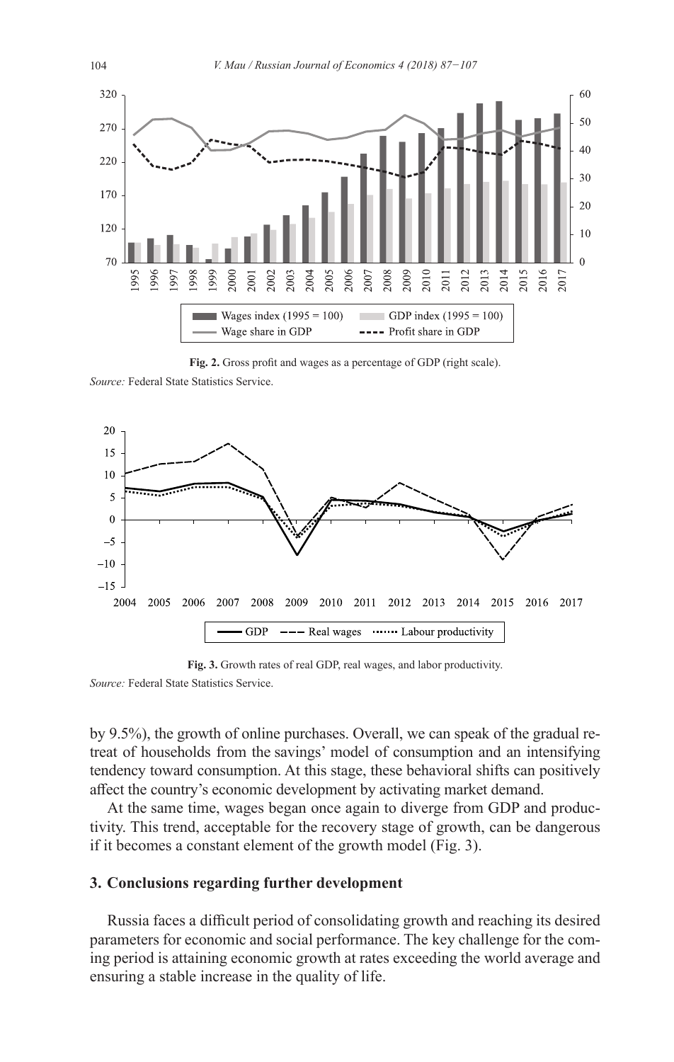Fig. 2. Gross profit and wages as a percentage of GDP (right scale).

*Source:* Federal State Statistics Service.

Fig. 3. Growth rates of real GDP, real wages, and labor productivity.

*Source:* Federal State Statistics Service.

by 9.5%), the growth of online purchases. Overall, we can speak of the gradual retreat of households from the savings' model of consumption and an intensifying tendency toward consumption. At this stage, these behavioral shifts can positively affect the country's economic development by activating market demand.

At the same time, wages began once again to diverge from GDP and productivity. This trend, acceptable for the recovery stage of growth, can be dangerous if it becomes a constant element of the growth model (Fig. 3).

## 3. Conclusions regarding further development

Russia faces a difficult period of consolidating growth and reaching its desired parameters for economic and social performance. The key challenge for the coming period is attaining economic growth at rates exceeding the world average and ensuring a stable increase in the quality of life.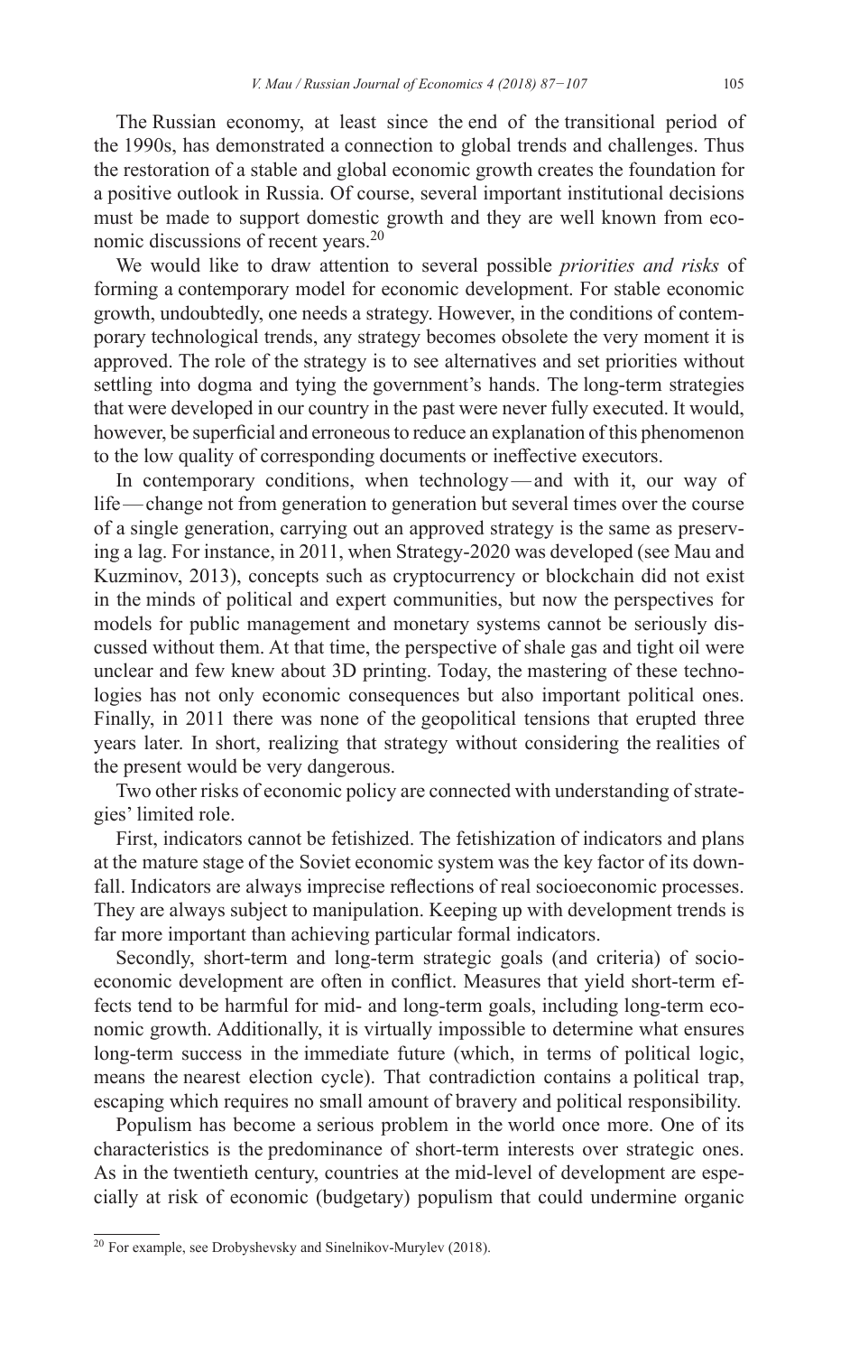The Russian economy, at least since the end of the transitional period of the 1990s, has demonstrated a connection to global trends and challenges. Thus the restoration of a stable and global economic growth creates the foundation for a positive outlook in Russia. Of course, several important institutional decisions must be made to support domestic growth and they are well known from economic discussions of recent years.[20]

We would like to draw attention to several possible *priorities and risks* of forming a contemporary model for economic development. For stable economic growth, undoubtedly, one needs a strategy. However, in the conditions of contemporary technological trends, any strategy becomes obsolete the very moment it is approved. The role of the strategy is to see alternatives and set priorities without settling into dogma and tying the government's hands. The long-term strategies that were developed in our country in the past were never fully executed. It would, however, be superficial and erroneous to reduce an explanation of this phenomenon to the low quality of corresponding documents or ineffective executors.

In contemporary conditions, when technology — and with it, our way of life — change not from generation to generation but several times over the course of a single generation, carrying out an approved strategy is the same as preserving a lag. For instance, in 2011, when Strategy-2020 was developed (see Mau and Kuzminov, 2013), concepts such as cryptocurrency or blockchain did not exist in the minds of political and expert communities, but now the perspectives for models for public management and monetary systems cannot be seriously discussed without them. At that time, the perspective of shale gas and tight oil were unclear and few knew about 3D printing. Today, the mastering of these technologies has not only economic consequences but also important political ones. Finally, in 2011 there was none of the geopolitical tensions that erupted three years later. In short, realizing that strategy without considering the realities of the present would be very dangerous.

Two other risks of economic policy are connected with understanding of strategies' limited role.

First, indicators cannot be fetishized. The fetishization of indicators and plans at the mature stage of the Soviet economic system was the key factor of its downfall. Indicators are always imprecise reflections of real socioeconomic processes. They are always subject to manipulation. Keeping up with development trends is far more important than achieving particular formal indicators.

Secondly, short-term and long-term strategic goals (and criteria) of socioeconomic development are often in conflict. Measures that yield short-term effects tend to be harmful for mid- and long-term goals, including long-term economic growth. Additionally, it is virtually impossible to determine what ensures long-term success in the immediate future (which, in terms of political logic, means the nearest election cycle). That contradiction contains a political trap, escaping which requires no small amount of bravery and political responsibility.

Populism has become a serious problem in the world once more. One of its characteristics is the predominance of short-term interests over strategic ones. As in the twentieth century, countries at the mid-level of development are especially at risk of economic (budgetary) populism that could undermine organic

---

[20] For example, see Drobyshevsky and Sinelnikov-Murylev (2018).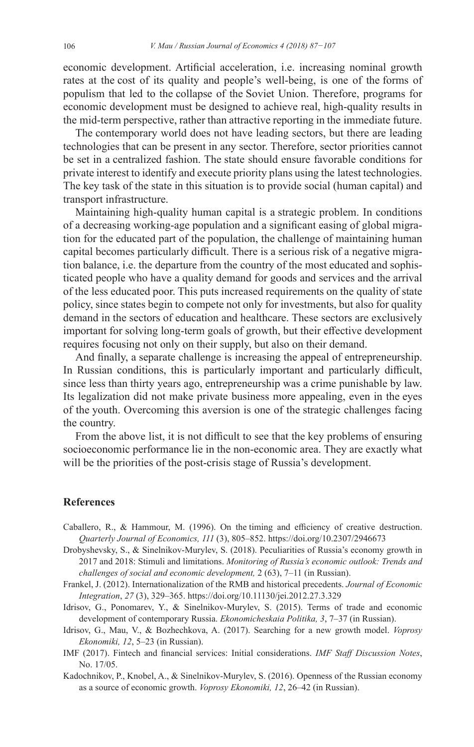economic development. Artificial acceleration, i.e. increasing nominal growth rates at the cost of its quality and people's well-being, is one of the forms of populism that led to the collapse of the Soviet Union. Therefore, programs for economic development must be designed to achieve real, high-quality results in the mid-term perspective, rather than attractive reporting in the immediate future.

The contemporary world does not have leading sectors, but there are leading technologies that can be present in any sector. Therefore, sector priorities cannot be set in a centralized fashion. The state should ensure favorable conditions for private interest to identify and execute priority plans using the latest technologies. The key task of the state in this situation is to provide social (human capital) and transport infrastructure.

Maintaining high-quality human capital is a strategic problem. In conditions of a decreasing working-age population and a significant easing of global migration for the educated part of the population, the challenge of maintaining human capital becomes particularly difficult. There is a serious risk of a negative migration balance, i.e. the departure from the country of the most educated and sophisticated people who have a quality demand for goods and services and the arrival of the less educated poor. This puts increased requirements on the quality of state policy, since states begin to compete not only for investments, but also for quality demand in the sectors of education and healthcare. These sectors are exclusively important for solving long-term goals of growth, but their effective development requires focusing not only on their supply, but also on their demand.

And finally, a separate challenge is increasing the appeal of entrepreneurship. In Russian conditions, this is particularly important and particularly difficult, since less than thirty years ago, entrepreneurship was a crime punishable by law. Its legalization did not make private business more appealing, even in the eyes of the youth. Overcoming this aversion is one of the strategic challenges facing the country.

From the above list, it is not difficult to see that the key problems of ensuring socioeconomic performance lie in the non-economic area. They are exactly what will be the priorities of the post-crisis stage of Russia's development.

## References

Caballero, R., & Hammour, M. (1996). On the timing and efficiency of creative destruction. *Quarterly Journal of Economics, 111* (3), 805–852. https://doi.org/10.2307/2946673

Drobyshevsky, S., & Sinelnikov-Murylev, S. (2018). Peculiarities of Russia's economy growth in 2017 and 2018: Stimuli and limitations. *Monitoring of Russia's economic outlook: Trends and challenges of social and economic development,* 2 (63), 7–11 (in Russian).

Frankel, J. (2012). Internationalization of the RMB and historical precedents. *Journal of Economic Integration*, *27* (3), 329–365. https://doi.org/10.11130/jei.2012.27.3.329

Idrisov, G., Ponomarev, Y., & Sinelnikov-Murylev, S. (2015). Terms of trade and economic development of contemporary Russia. *Ekonomicheskaia Politika, 3*, 7–37 (in Russian).

Idrisov, G., Mau, V., & Bozhechkova, A. (2017). Searching for a new growth model. *Voprosy Ekonomiki, 12*, 5–23 (in Russian).

IMF (2017). Fintech and financial services: Initial considerations. *IMF Staff Discussion Notes*, No. 17/05.

Kadochnikov, P., Knobel, A., & Sinelnikov-Murylev, S. (2016). Openness of the Russian economy as a source of economic growth. *Voprosy Ekonomiki, 12*, 26–42 (in Russian).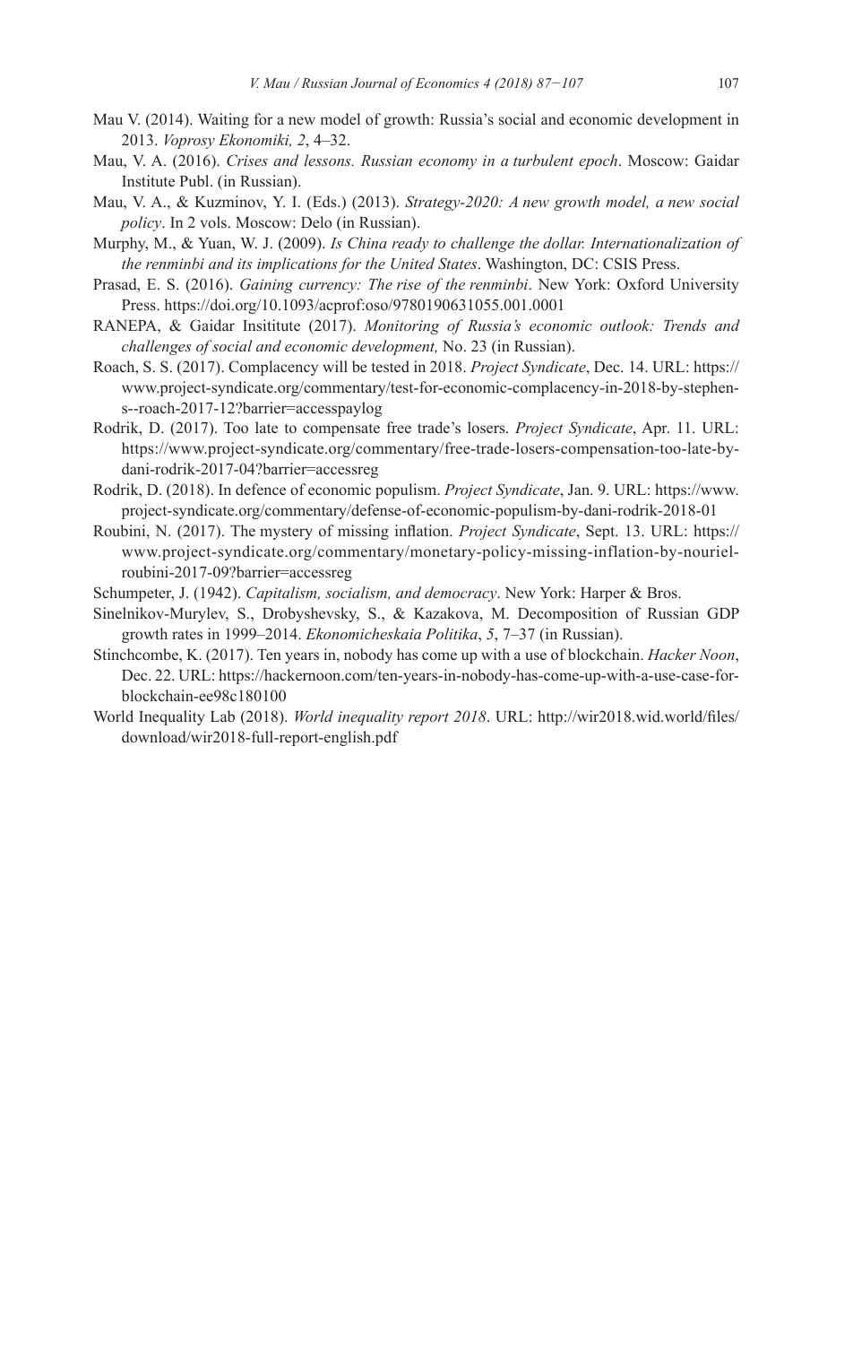Mau V. (2014). Waiting for a new model of growth: Russia's social and economic development in 2013. *Voprosy Ekonomiki, 2*, 4–32.

Mau, V. A. (2016). *Crises and lessons. Russian economy in a turbulent epoch*. Moscow: Gaidar Institute Publ. (in Russian).

Mau, V. A., & Kuzminov, Y. I. (Eds.) (2013). *Strategy-2020: A new growth model, a new social policy*. In 2 vols. Moscow: Delo (in Russian).

Murphy, M., & Yuan, W. J. (2009). *Is China ready to challenge the dollar. Internationalization of the renminbi and its implications for the United States*. Washington, DC: CSIS Press.

Prasad, E. S. (2016). *Gaining currency: The rise of the renminbi*. New York: Oxford University Press. https://doi.org/10.1093/acprof:oso/9780190631055.001.0001

RANEPA, & Gaidar Insititute (2017). *Monitoring of Russia's economic outlook: Trends and challenges of social and economic development,* No. 23 (in Russian).

Roach, S. S. (2017). Complacency will be tested in 2018. *Project Syndicate*, Dec. 14. URL: https://www.project-syndicate.org/commentary/test-for-economic-complacency-in-2018-by-stephen-s--roach-2017-12?barrier=accesspaylog

Rodrik, D. (2017). Too late to compensate free trade's losers. *Project Syndicate*, Apr. 11. URL: https://www.project-syndicate.org/commentary/free-trade-losers-compensation-too-late-by-dani-rodrik-2017-04?barrier=accessreg

Rodrik, D. (2018). In defence of economic populism. *Project Syndicate*, Jan. 9. URL: https://www.project-syndicate.org/commentary/defense-of-economic-populism-by-dani-rodrik-2018-01

Roubini, N. (2017). The mystery of missing inflation. *Project Syndicate*, Sept. 13. URL: https://www.project-syndicate.org/commentary/monetary-policy-missing-inflation-by-nouriel-roubini-2017-09?barrier=accessreg

Schumpeter, J. (1942). *Capitalism, socialism, and democracy*. New York: Harper & Bros.

Sinelnikov-Murylev, S., Drobyshevsky, S., & Kazakova, M. Decomposition of Russian GDP growth rates in 1999–2014. *Ekonomicheskaia Politika*, *5*, 7–37 (in Russian).

Stinchcombe, K. (2017). Ten years in, nobody has come up with a use of blockchain. *Hacker Noon*, Dec. 22. URL: https://hackernoon.com/ten-years-in-nobody-has-come-up-with-a-use-case-for-blockchain-ee98c180100

World Inequality Lab (2018). *World inequality report 2018*. URL: http://wir2018.wid.world/files/download/wir2018-full-report-english.pdf